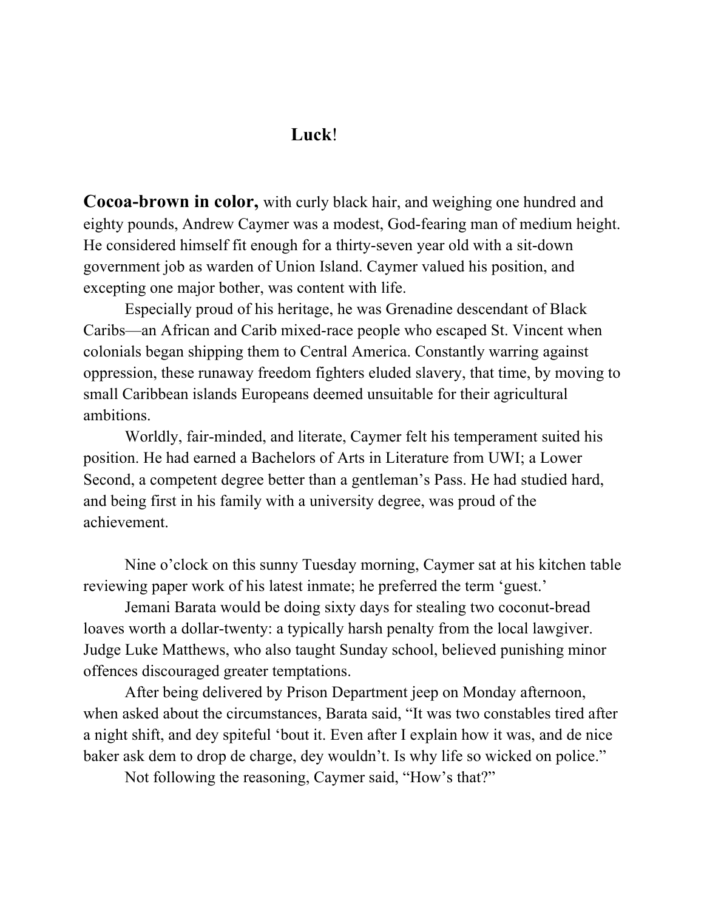# **Luck**!

**Cocoa-brown in color,** with curly black hair, and weighing one hundred and eighty pounds, Andrew Caymer was a modest, God-fearing man of medium height. He considered himself fit enough for a thirty-seven year old with a sit-down government job as warden of Union Island. Caymer valued his position, and excepting one major bother, was content with life.

Especially proud of his heritage, he was Grenadine descendant of Black Caribs—an African and Carib mixed-race people who escaped St. Vincent when colonials began shipping them to Central America. Constantly warring against oppression, these runaway freedom fighters eluded slavery, that time, by moving to small Caribbean islands Europeans deemed unsuitable for their agricultural ambitions.

Worldly, fair-minded, and literate, Caymer felt his temperament suited his position. He had earned a Bachelors of Arts in Literature from UWI; a Lower Second, a competent degree better than a gentleman's Pass. He had studied hard, and being first in his family with a university degree, was proud of the achievement.

Nine o'clock on this sunny Tuesday morning, Caymer sat at his kitchen table reviewing paper work of his latest inmate; he preferred the term 'guest.'

Jemani Barata would be doing sixty days for stealing two coconut-bread loaves worth a dollar-twenty: a typically harsh penalty from the local lawgiver. Judge Luke Matthews, who also taught Sunday school, believed punishing minor offences discouraged greater temptations.

After being delivered by Prison Department jeep on Monday afternoon, when asked about the circumstances, Barata said, "It was two constables tired after a night shift, and dey spiteful 'bout it. Even after I explain how it was, and de nice baker ask dem to drop de charge, dey wouldn't. Is why life so wicked on police."

Not following the reasoning, Caymer said, "How's that?"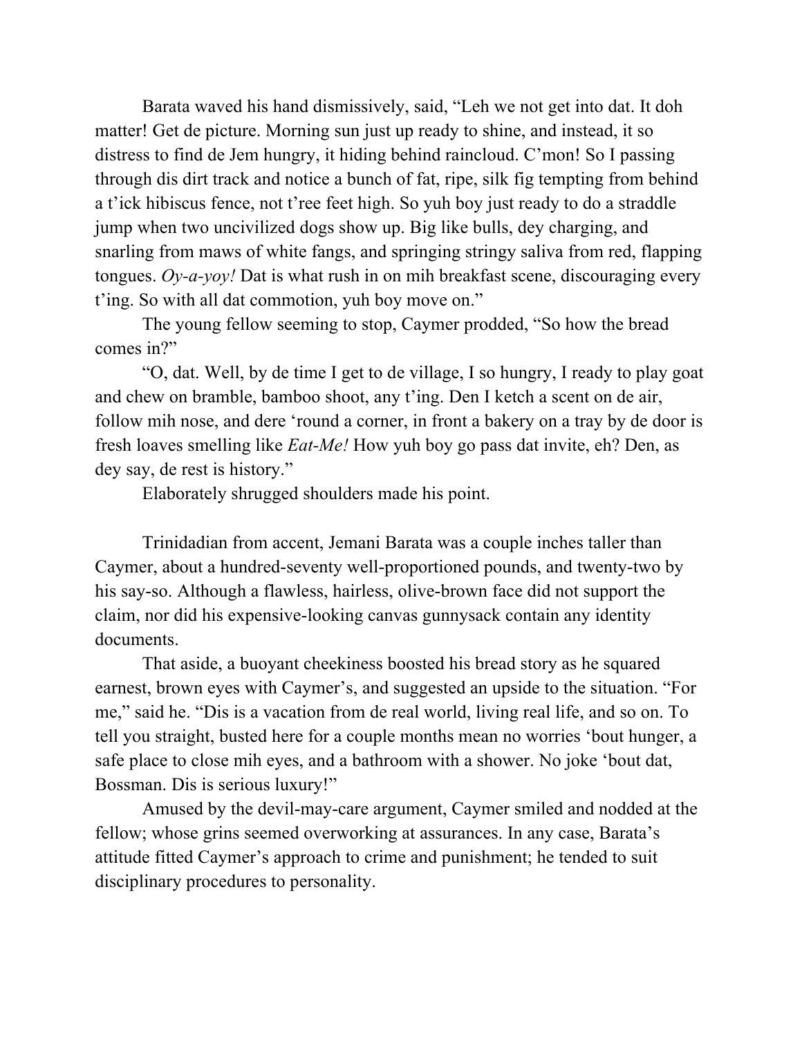Barata waved his hand dismissively, said, "Leh we not get into dat. It doh matter! Get de picture. Morning sun just up ready to shine, and instead, it so distress to find de Jem hungry, it hiding behind raincloud. C'mon! So I passing through dis dirt track and notice a bunch of fat, ripe, silk fig tempting from behind a t'ick hibiscus fence, not t'ree feet high. So yuh boy just ready to do a straddle jump when two uncivilized dogs show up. Big like bulls, dey charging, and snarling from maws of white fangs, and springing stringy saliva from red, flapping tongues. *Oy-a-yoy!* Dat is what rush in on mih breakfast scene, discouraging every t'ing. So with all dat commotion, yuh boy move on."

The young fellow seeming to stop, Caymer prodded, "So how the bread comes in?"

"O, dat. Well, by de time I get to de village, I so hungry, I ready to play goat and chew on bramble, bamboo shoot, any t'ing. Den I ketch a scent on de air, follow mih nose, and dere 'round a corner, in front a bakery on a tray by de door is fresh loaves smelling like *Eat-Me!* How yuh boy go pass dat invite, eh? Den, as dey say, de rest is history."

Elaborately shrugged shoulders made his point.

Trinidadian from accent, Jemani Barata was a couple inches taller than Caymer, about a hundred-seventy well-proportioned pounds, and twenty-two by his say-so. Although a flawless, hairless, olive-brown face did not support the claim, nor did his expensive-looking canvas gunnysack contain any identity documents.

That aside, a buoyant cheekiness boosted his bread story as he squared earnest, brown eyes with Caymer's, and suggested an upside to the situation. "For me," said he. "Dis is a vacation from de real world, living real life, and so on. To tell you straight, busted here for a couple months mean no worries 'bout hunger, a safe place to close mih eyes, and a bathroom with a shower. No joke 'bout dat, Bossman. Dis is serious luxury!"

Amused by the devil-may-care argument, Caymer smiled and nodded at the fellow; whose grins seemed overworking at assurances. In any case, Barata's attitude fitted Caymer's approach to crime and punishment; he tended to suit disciplinary procedures to personality.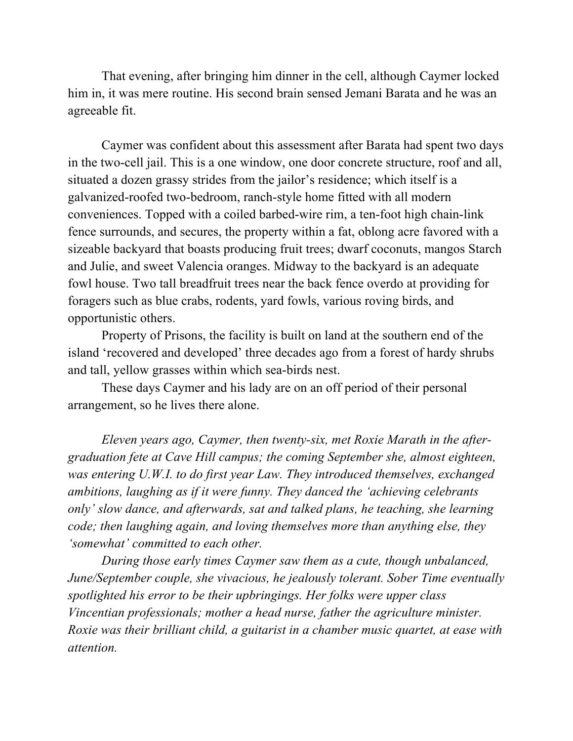That evening, after bringing him dinner in the cell, although Caymer locked him in, it was mere routine. His second brain sensed Jemani Barata and he was an agreeable fit.

Caymer was confident about this assessment after Barata had spent two days in the two-cell jail. This is a one window, one door concrete structure, roof and all, situated a dozen grassy strides from the jailor's residence; which itself is a galvanized-roofed two-bedroom, ranch-style home fitted with all modern conveniences. Topped with a coiled barbed-wire rim, a ten-foot high chain-link fence surrounds, and secures, the property within a fat, oblong acre favored with a sizeable backyard that boasts producing fruit trees; dwarf coconuts, mangos Starch and Julie, and sweet Valencia oranges. Midway to the backyard is an adequate fowl house. Two tall breadfruit trees near the back fence overdo at providing for foragers such as blue crabs, rodents, yard fowls, various roving birds, and opportunistic others.

Property of Prisons, the facility is built on land at the southern end of the island 'recovered and developed' three decades ago from a forest of hardy shrubs and tall, yellow grasses within which sea-birds nest.

These days Caymer and his lady are on an off period of their personal arrangement, so he lives there alone.

*Eleven years ago, Caymer, then twenty-six, met Roxie Marath in the after-graduation fete at Cave Hill campus; the coming September she, almost eighteen, was entering U.W.I. to do first year Law. They introduced themselves, exchanged ambitions, laughing as if it were funny. They danced the 'achieving celebrants only' slow dance, and afterwards, sat and talked plans, he teaching, she learning code; then laughing again, and loving themselves more than anything else, they 'somewhat' committed to each other.*

*During those early times Caymer saw them as a cute, though unbalanced, June/September couple, she vivacious, he jealously tolerant. Sober Time eventually spotlighted his error to be their upbringings. Her folks were upper class Vincentian professionals; mother a head nurse, father the agriculture minister. Roxie was their brilliant child, a guitarist in a chamber music quartet, at ease with attention.*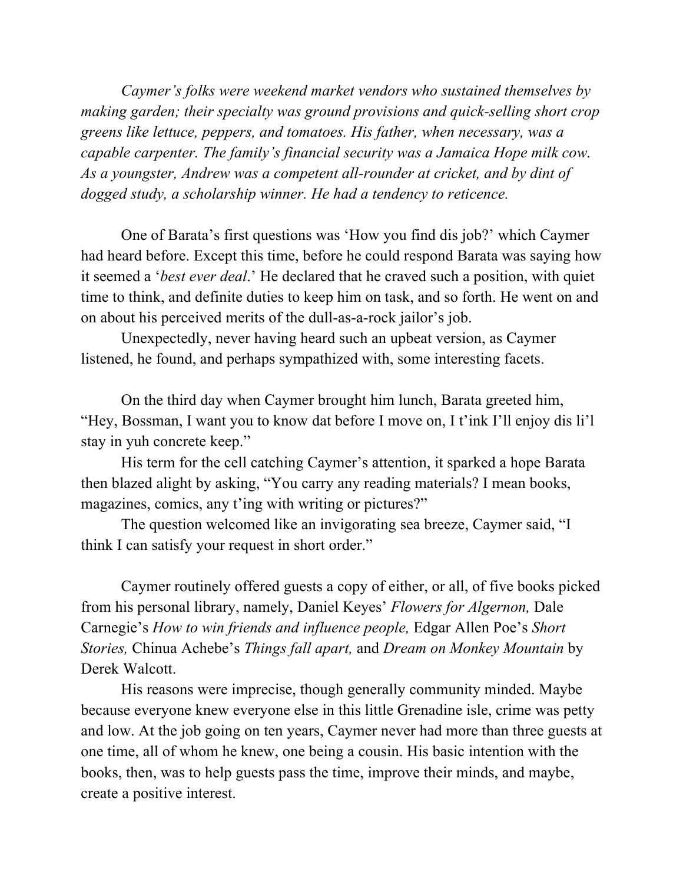*Caymer's folks were weekend market vendors who sustained themselves by making garden; their specialty was ground provisions and quick-selling short crop greens like lettuce, peppers, and tomatoes. His father, when necessary, was a capable carpenter. The family's financial security was a Jamaica Hope milk cow. As a youngster, Andrew was a competent all-rounder at cricket, and by dint of dogged study, a scholarship winner. He had a tendency to reticence.*

One of Barata's first questions was 'How you find dis job?' which Caymer had heard before. Except this time, before he could respond Barata was saying how it seemed a '*best ever deal*.' He declared that he craved such a position, with quiet time to think, and definite duties to keep him on task, and so forth. He went on and on about his perceived merits of the dull-as-a-rock jailor's job.

Unexpectedly, never having heard such an upbeat version, as Caymer listened, he found, and perhaps sympathized with, some interesting facets.

On the third day when Caymer brought him lunch, Barata greeted him, "Hey, Bossman, I want you to know dat before I move on, I t'ink I'll enjoy dis li'l stay in yuh concrete keep."

His term for the cell catching Caymer's attention, it sparked a hope Barata then blazed alight by asking, "You carry any reading materials? I mean books, magazines, comics, any t'ing with writing or pictures?"

The question welcomed like an invigorating sea breeze, Caymer said, "I think I can satisfy your request in short order."

Caymer routinely offered guests a copy of either, or all, of five books picked from his personal library, namely, Daniel Keyes' *Flowers for Algernon,* Dale Carnegie's *How to win friends and influence people,* Edgar Allen Poe's *Short Stories,* Chinua Achebe's *Things fall apart,* and *Dream on Monkey Mountain* by Derek Walcott.

His reasons were imprecise, though generally community minded. Maybe because everyone knew everyone else in this little Grenadine isle, crime was petty and low. At the job going on ten years, Caymer never had more than three guests at one time, all of whom he knew, one being a cousin. His basic intention with the books, then, was to help guests pass the time, improve their minds, and maybe, create a positive interest.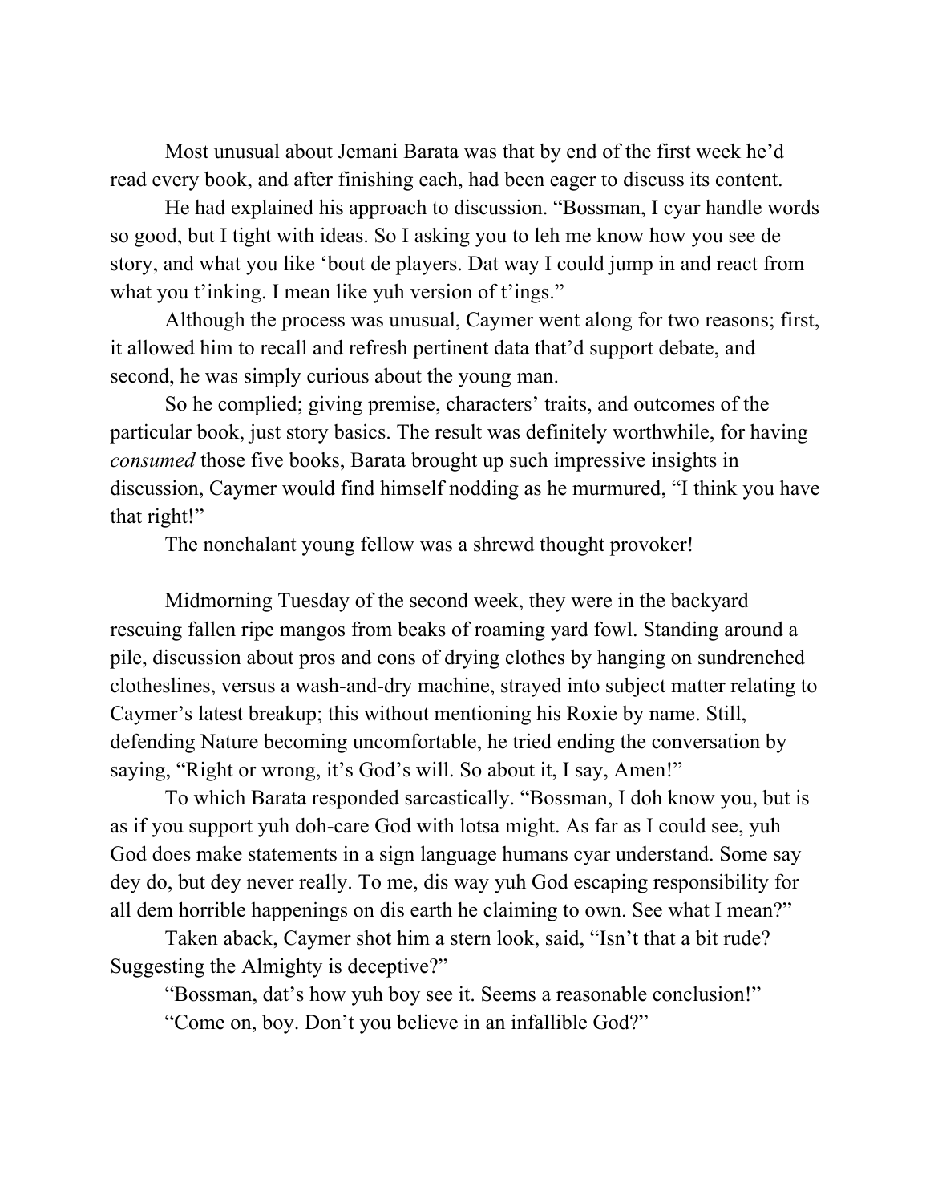Most unusual about Jemani Barata was that by end of the first week he'd read every book, and after finishing each, had been eager to discuss its content.

He had explained his approach to discussion. "Bossman, I cyar handle words so good, but I tight with ideas. So I asking you to leh me know how you see de story, and what you like 'bout de players. Dat way I could jump in and react from what you t'inking. I mean like yuh version of t'ings."

Although the process was unusual, Caymer went along for two reasons; first, it allowed him to recall and refresh pertinent data that'd support debate, and second, he was simply curious about the young man.

So he complied; giving premise, characters' traits, and outcomes of the particular book, just story basics. The result was definitely worthwhile, for having *consumed* those five books, Barata brought up such impressive insights in discussion, Caymer would find himself nodding as he murmured, "I think you have that right!"

The nonchalant young fellow was a shrewd thought provoker!

Midmorning Tuesday of the second week, they were in the backyard rescuing fallen ripe mangos from beaks of roaming yard fowl. Standing around a pile, discussion about pros and cons of drying clothes by hanging on sundrenched clotheslines, versus a wash-and-dry machine, strayed into subject matter relating to Caymer's latest breakup; this without mentioning his Roxie by name. Still, defending Nature becoming uncomfortable, he tried ending the conversation by saying, "Right or wrong, it's God's will. So about it, I say, Amen!"

To which Barata responded sarcastically. "Bossman, I doh know you, but is as if you support yuh doh-care God with lotsa might. As far as I could see, yuh God does make statements in a sign language humans cyar understand. Some say dey do, but dey never really. To me, dis way yuh God escaping responsibility for all dem horrible happenings on dis earth he claiming to own. See what I mean?"

Taken aback, Caymer shot him a stern look, said, "Isn't that a bit rude? Suggesting the Almighty is deceptive?"

"Bossman, dat's how yuh boy see it. Seems a reasonable conclusion!"

"Come on, boy. Don't you believe in an infallible God?"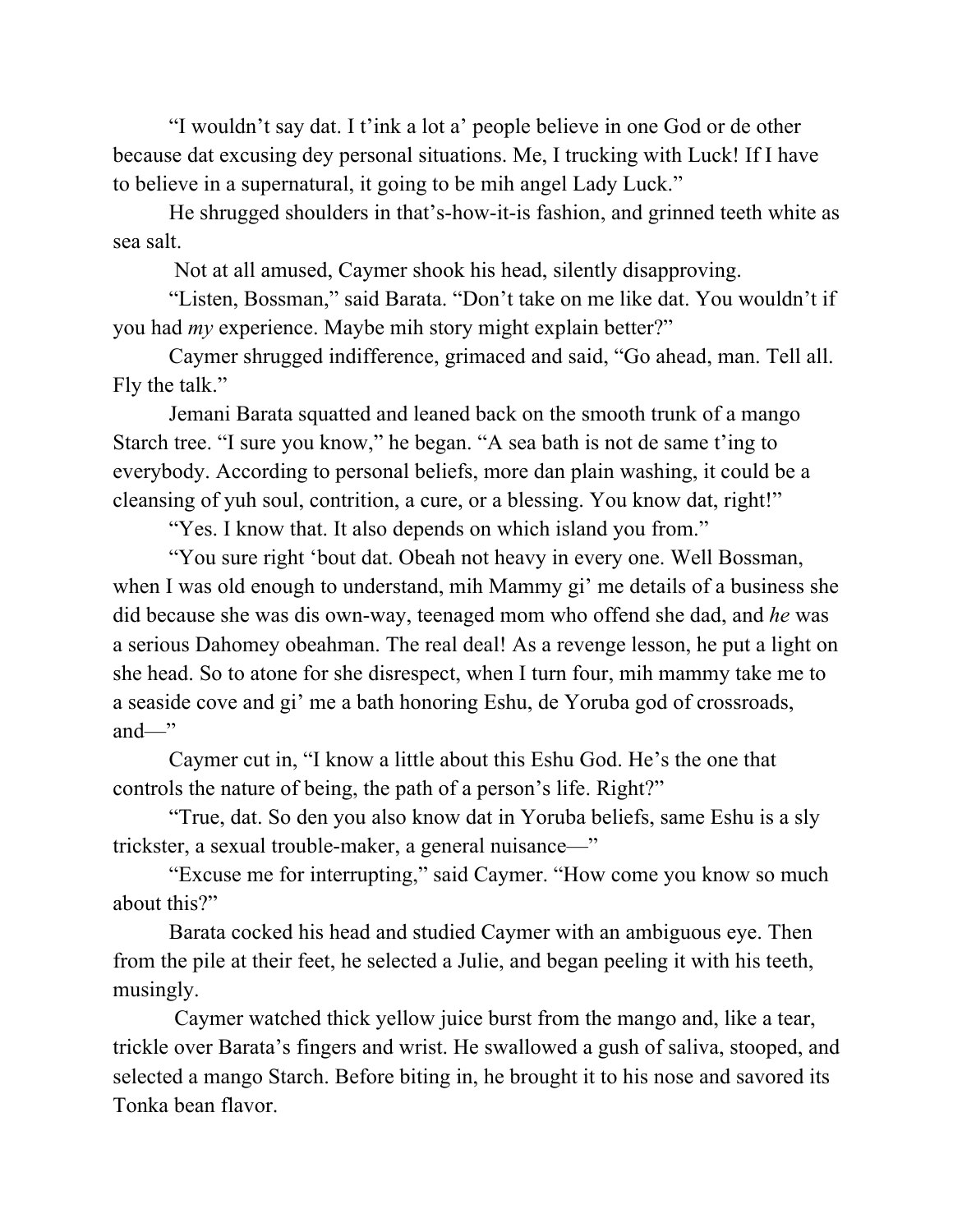"I wouldn't say dat. I t'ink a lot a' people believe in one God or de other because dat excusing dey personal situations. Me, I trucking with Luck! If I have to believe in a supernatural, it going to be mih angel Lady Luck."

He shrugged shoulders in that's-how-it-is fashion, and grinned teeth white as sea salt.

Not at all amused, Caymer shook his head, silently disapproving.

"Listen, Bossman," said Barata. "Don't take on me like dat. You wouldn't if you had *my* experience. Maybe mih story might explain better?"

Caymer shrugged indifference, grimaced and said, "Go ahead, man. Tell all. Fly the talk."

Jemani Barata squatted and leaned back on the smooth trunk of a mango Starch tree. "I sure you know," he began. "A sea bath is not de same t'ing to everybody. According to personal beliefs, more dan plain washing, it could be a cleansing of yuh soul, contrition, a cure, or a blessing. You know dat, right!"

"Yes. I know that. It also depends on which island you from."

"You sure right 'bout dat. Obeah not heavy in every one. Well Bossman, when I was old enough to understand, mih Mammy gi' me details of a business she did because she was dis own-way, teenaged mom who offend she dad, and *he* was a serious Dahomey obeahman. The real deal! As a revenge lesson, he put a light on she head. So to atone for she disrespect, when I turn four, mih mammy take me to a seaside cove and gi' me a bath honoring Eshu, de Yoruba god of crossroads, and—"

Caymer cut in, "I know a little about this Eshu God. He's the one that controls the nature of being, the path of a person's life. Right?"

"True, dat. So den you also know dat in Yoruba beliefs, same Eshu is a sly trickster, a sexual trouble-maker, a general nuisance—"

"Excuse me for interrupting," said Caymer. "How come you know so much about this?"

Barata cocked his head and studied Caymer with an ambiguous eye. Then from the pile at their feet, he selected a Julie, and began peeling it with his teeth, musingly.

Caymer watched thick yellow juice burst from the mango and, like a tear, trickle over Barata's fingers and wrist. He swallowed a gush of saliva, stooped, and selected a mango Starch. Before biting in, he brought it to his nose and savored its Tonka bean flavor.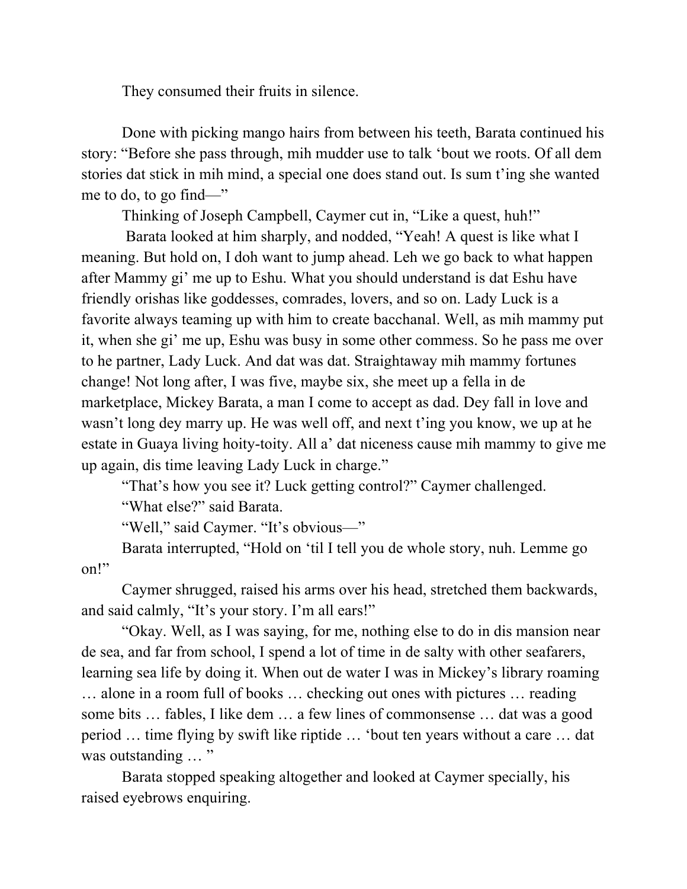They consumed their fruits in silence.

Done with picking mango hairs from between his teeth, Barata continued his story: "Before she pass through, mih mudder use to talk 'bout we roots. Of all dem stories dat stick in mih mind, a special one does stand out. Is sum t'ing she wanted me to do, to go find—"

Thinking of Joseph Campbell, Caymer cut in, "Like a quest, huh!"

Barata looked at him sharply, and nodded, "Yeah! A quest is like what I meaning. But hold on, I doh want to jump ahead. Leh we go back to what happen after Mammy gi' me up to Eshu. What you should understand is dat Eshu have friendly orishas like goddesses, comrades, lovers, and so on. Lady Luck is a favorite always teaming up with him to create bacchanal. Well, as mih mammy put it, when she gi' me up, Eshu was busy in some other commess. So he pass me over to he partner, Lady Luck. And dat was dat. Straightaway mih mammy fortunes change! Not long after, I was five, maybe six, she meet up a fella in de marketplace, Mickey Barata, a man I come to accept as dad. Dey fall in love and wasn't long dey marry up. He was well off, and next t'ing you know, we up at he estate in Guaya living hoity-toity. All a' dat niceness cause mih mammy to give me up again, dis time leaving Lady Luck in charge."

"That's how you see it? Luck getting control?" Caymer challenged.

"What else?" said Barata.

"Well," said Caymer. "It's obvious—"

Barata interrupted, "Hold on 'til I tell you de whole story, nuh. Lemme go on!"

Caymer shrugged, raised his arms over his head, stretched them backwards, and said calmly, "It's your story. I'm all ears!"

"Okay. Well, as I was saying, for me, nothing else to do in dis mansion near de sea, and far from school, I spend a lot of time in de salty with other seafarers, learning sea life by doing it. When out de water I was in Mickey's library roaming … alone in a room full of books … checking out ones with pictures … reading some bits … fables, I like dem … a few lines of commonsense … dat was a good period … time flying by swift like riptide … 'bout ten years without a care … dat was outstanding … "

Barata stopped speaking altogether and looked at Caymer specially, his raised eyebrows enquiring.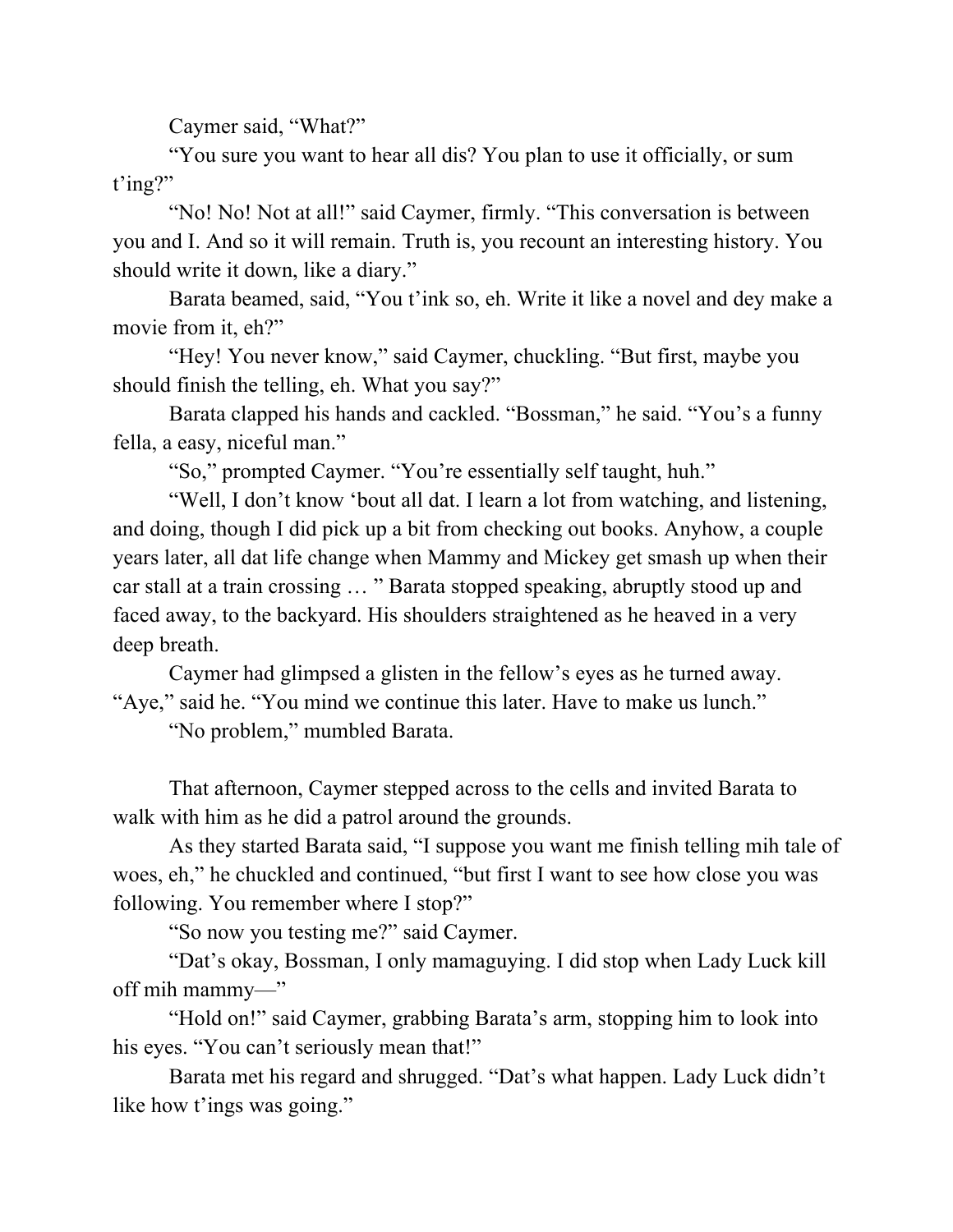Caymer said, "What?"

"You sure you want to hear all dis? You plan to use it officially, or sum t'ing?"

"No! No! Not at all!" said Caymer, firmly. "This conversation is between you and I. And so it will remain. Truth is, you recount an interesting history. You should write it down, like a diary."

Barata beamed, said, "You t'ink so, eh. Write it like a novel and dey make a movie from it, eh?"

"Hey! You never know," said Caymer, chuckling. "But first, maybe you should finish the telling, eh. What you say?"

Barata clapped his hands and cackled. "Bossman," he said. "You's a funny fella, a easy, niceful man."

"So," prompted Caymer. "You're essentially self taught, huh."

"Well, I don't know 'bout all dat. I learn a lot from watching, and listening, and doing, though I did pick up a bit from checking out books. Anyhow, a couple years later, all dat life change when Mammy and Mickey get smash up when their car stall at a train crossing … " Barata stopped speaking, abruptly stood up and faced away, to the backyard. His shoulders straightened as he heaved in a very deep breath.

Caymer had glimpsed a glisten in the fellow's eyes as he turned away. "Aye," said he. "You mind we continue this later. Have to make us lunch."

"No problem," mumbled Barata.

That afternoon, Caymer stepped across to the cells and invited Barata to walk with him as he did a patrol around the grounds.

As they started Barata said, "I suppose you want me finish telling mih tale of woes, eh," he chuckled and continued, "but first I want to see how close you was following. You remember where I stop?"

"So now you testing me?" said Caymer.

"Dat's okay, Bossman, I only mamaguying. I did stop when Lady Luck kill off mih mammy—"

"Hold on!" said Caymer, grabbing Barata's arm, stopping him to look into his eyes. "You can't seriously mean that!"

Barata met his regard and shrugged. "Dat's what happen. Lady Luck didn't like how t'ings was going."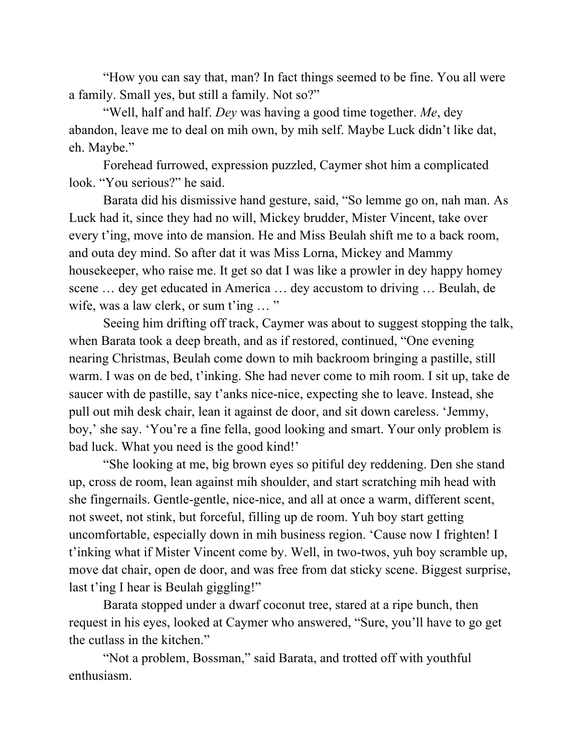"How you can say that, man? In fact things seemed to be fine. You all were a family. Small yes, but still a family. Not so?"

"Well, half and half. *Dey* was having a good time together. *Me*, dey abandon, leave me to deal on mih own, by mih self. Maybe Luck didn't like dat, eh. Maybe."

Forehead furrowed, expression puzzled, Caymer shot him a complicated look. "You serious?" he said.

Barata did his dismissive hand gesture, said, "So lemme go on, nah man. As Luck had it, since they had no will, Mickey brudder, Mister Vincent, take over every t'ing, move into de mansion. He and Miss Beulah shift me to a back room, and outa dey mind. So after dat it was Miss Lorna, Mickey and Mammy housekeeper, who raise me. It get so dat I was like a prowler in dey happy homey scene … dey get educated in America … dey accustom to driving … Beulah, de wife, was a law clerk, or sum t'ing … "

Seeing him drifting off track, Caymer was about to suggest stopping the talk, when Barata took a deep breath, and as if restored, continued, "One evening nearing Christmas, Beulah come down to mih backroom bringing a pastille, still warm. I was on de bed, t'inking. She had never come to mih room. I sit up, take de saucer with de pastille, say t'anks nice-nice, expecting she to leave. Instead, she pull out mih desk chair, lean it against de door, and sit down careless. 'Jemmy, boy,' she say. 'You're a fine fella, good looking and smart. Your only problem is bad luck. What you need is the good kind!'

"She looking at me, big brown eyes so pitiful dey reddening. Den she stand up, cross de room, lean against mih shoulder, and start scratching mih head with she fingernails. Gentle-gentle, nice-nice, and all at once a warm, different scent, not sweet, not stink, but forceful, filling up de room. Yuh boy start getting uncomfortable, especially down in mih business region. 'Cause now I frighten! I t'inking what if Mister Vincent come by. Well, in two-twos, yuh boy scramble up, move dat chair, open de door, and was free from dat sticky scene. Biggest surprise, last t'ing I hear is Beulah giggling!"

Barata stopped under a dwarf coconut tree, stared at a ripe bunch, then request in his eyes, looked at Caymer who answered, "Sure, you'll have to go get the cutlass in the kitchen."

"Not a problem, Bossman," said Barata, and trotted off with youthful enthusiasm.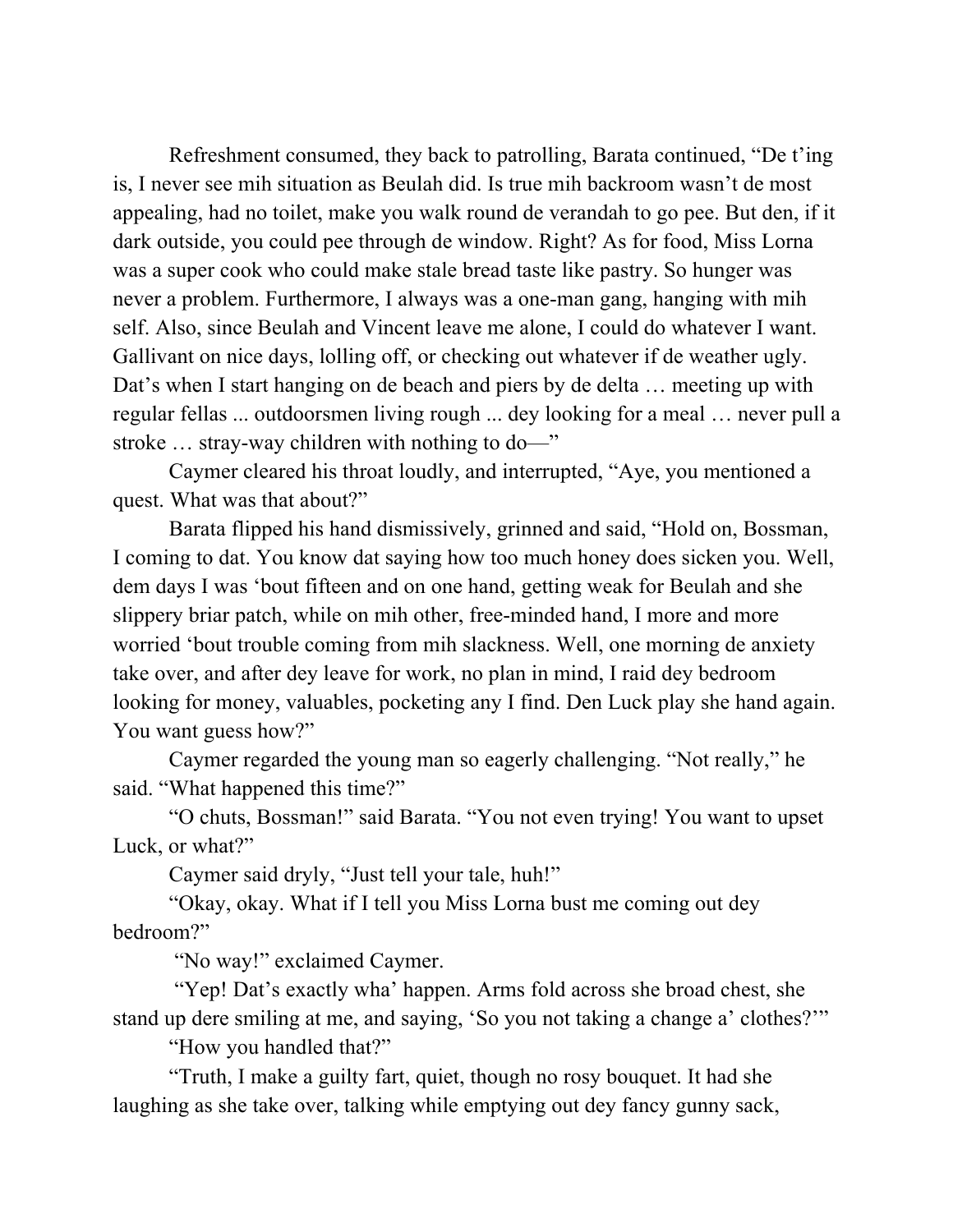Refreshment consumed, they back to patrolling, Barata continued, “De t’ing is, I never see mih situation as Beulah did. Is true mih backroom wasn’t de most appealing, had no toilet, make you walk round de verandah to go pee. But den, if it dark outside, you could pee through de window. Right? As for food, Miss Lorna was a super cook who could make stale bread taste like pastry. So hunger was never a problem. Furthermore, I always was a one-man gang, hanging with mih self. Also, since Beulah and Vincent leave me alone, I could do whatever I want. Gallivant on nice days, lolling off, or checking out whatever if de weather ugly. Dat’s when I start hanging on de beach and piers by de delta … meeting up with regular fellas ... outdoorsmen living rough ... dey looking for a meal … never pull a stroke … stray-way children with nothing to do—”

Caymer cleared his throat loudly, and interrupted, “Aye, you mentioned a quest. What was that about?”

Barata flipped his hand dismissively, grinned and said, “Hold on, Bossman, I coming to dat. You know dat saying how too much honey does sicken you. Well, dem days I was ‘bout fifteen and on one hand, getting weak for Beulah and she slippery briar patch, while on mih other, free-minded hand, I more and more worried ‘bout trouble coming from mih slackness. Well, one morning de anxiety take over, and after dey leave for work, no plan in mind, I raid dey bedroom looking for money, valuables, pocketing any I find. Den Luck play she hand again. You want guess how?”

Caymer regarded the young man so eagerly challenging. “Not really,” he said. “What happened this time?”

“O chuts, Bossman!” said Barata. “You not even trying! You want to upset Luck, or what?”

Caymer said dryly, “Just tell your tale, huh!”

“Okay, okay. What if I tell you Miss Lorna bust me coming out dey bedroom?”

“No way!” exclaimed Caymer.

“Yep! Dat’s exactly wha’ happen. Arms fold across she broad chest, she stand up dere smiling at me, and saying, ‘So you not taking a change a’ clothes?’”

“How you handled that?”

“Truth, I make a guilty fart, quiet, though no rosy bouquet. It had she laughing as she take over, talking while emptying out dey fancy gunny sack,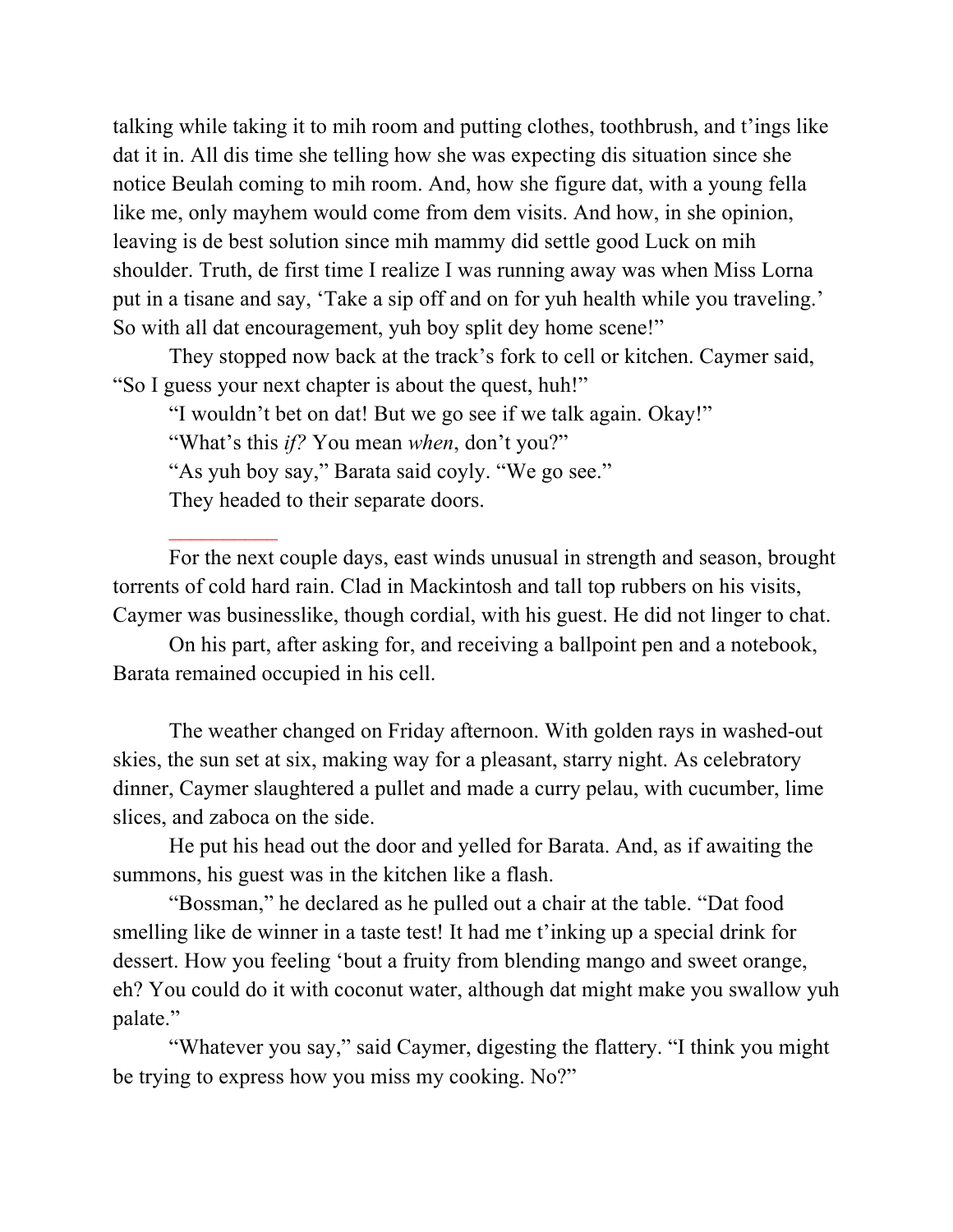talking while taking it to mih room and putting clothes, toothbrush, and t'ings like dat it in. All dis time she telling how she was expecting dis situation since she notice Beulah coming to mih room. And, how she figure dat, with a young fella like me, only mayhem would come from dem visits. And how, in she opinion, leaving is de best solution since mih mammy did settle good Luck on mih shoulder. Truth, de first time I realize I was running away was when Miss Lorna put in a tisane and say, 'Take a sip off and on for yuh health while you traveling.' So with all dat encouragement, yuh boy split dey home scene!"

They stopped now back at the track's fork to cell or kitchen. Caymer said, "So I guess your next chapter is about the quest, huh!"

"I wouldn't bet on dat! But we go see if we talk again. Okay!"

"What's this *if?* You mean *when*, don't you?"

"As yuh boy say," Barata said coyly. "We go see."

They headed to their separate doors.

---

For the next couple days, east winds unusual in strength and season, brought torrents of cold hard rain. Clad in Mackintosh and tall top rubbers on his visits, Caymer was businesslike, though cordial, with his guest. He did not linger to chat.

On his part, after asking for, and receiving a ballpoint pen and a notebook, Barata remained occupied in his cell.

The weather changed on Friday afternoon. With golden rays in washed-out skies, the sun set at six, making way for a pleasant, starry night. As celebratory dinner, Caymer slaughtered a pullet and made a curry pelau, with cucumber, lime slices, and zaboca on the side.

He put his head out the door and yelled for Barata. And, as if awaiting the summons, his guest was in the kitchen like a flash.

"Bossman," he declared as he pulled out a chair at the table. "Dat food smelling like de winner in a taste test! It had me t'inking up a special drink for dessert. How you feeling 'bout a fruity from blending mango and sweet orange, eh? You could do it with coconut water, although dat might make you swallow yuh palate."

"Whatever you say," said Caymer, digesting the flattery. "I think you might be trying to express how you miss my cooking. No?"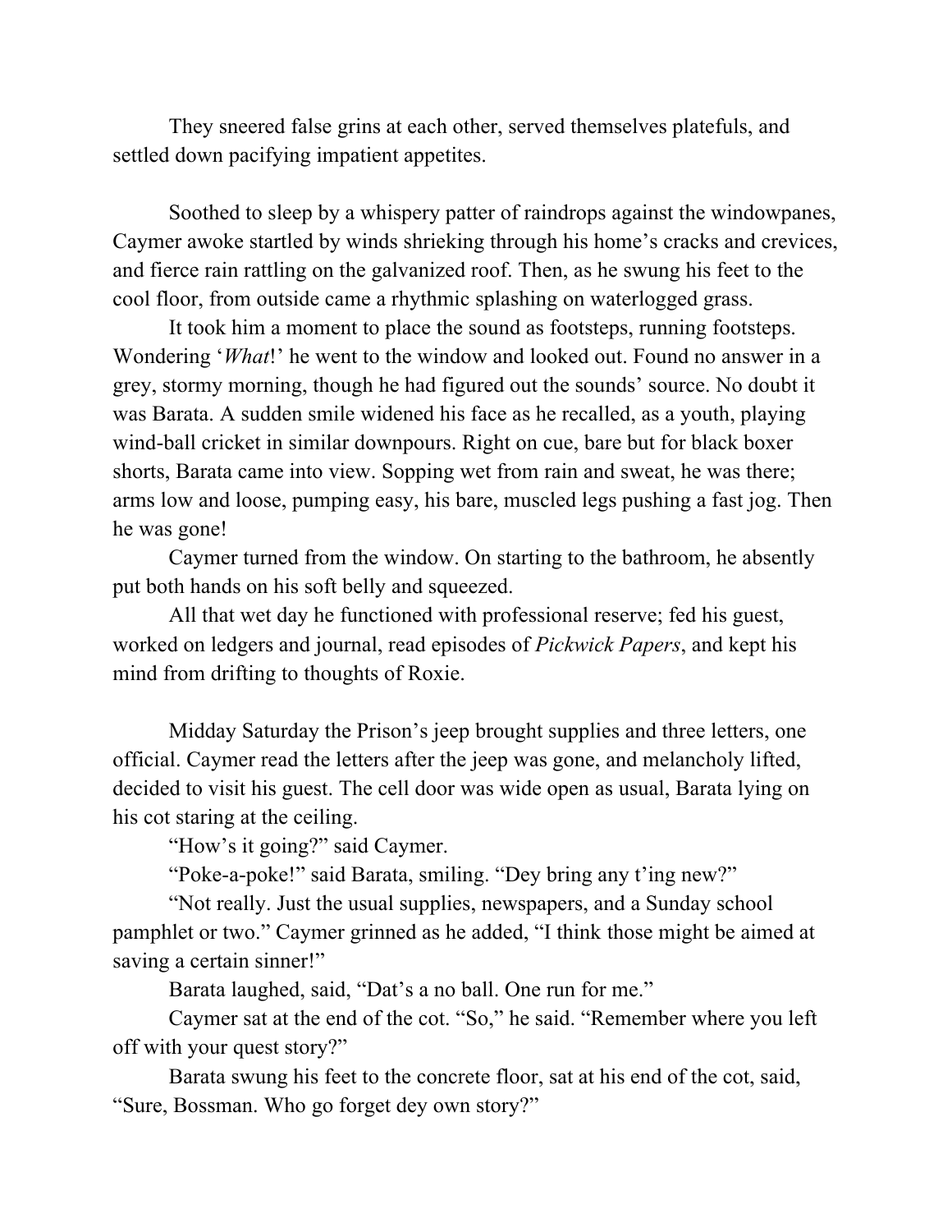They sneered false grins at each other, served themselves platefuls, and settled down pacifying impatient appetites.

Soothed to sleep by a whispery patter of raindrops against the windowpanes, Caymer awoke startled by winds shrieking through his home's cracks and crevices, and fierce rain rattling on the galvanized roof. Then, as he swung his feet to the cool floor, from outside came a rhythmic splashing on waterlogged grass.

It took him a moment to place the sound as footsteps, running footsteps. Wondering '*What*!' he went to the window and looked out. Found no answer in a grey, stormy morning, though he had figured out the sounds' source. No doubt it was Barata. A sudden smile widened his face as he recalled, as a youth, playing wind-ball cricket in similar downpours. Right on cue, bare but for black boxer shorts, Barata came into view. Sopping wet from rain and sweat, he was there; arms low and loose, pumping easy, his bare, muscled legs pushing a fast jog. Then he was gone!

Caymer turned from the window. On starting to the bathroom, he absently put both hands on his soft belly and squeezed.

All that wet day he functioned with professional reserve; fed his guest, worked on ledgers and journal, read episodes of *Pickwick Papers*, and kept his mind from drifting to thoughts of Roxie.

Midday Saturday the Prison's jeep brought supplies and three letters, one official. Caymer read the letters after the jeep was gone, and melancholy lifted, decided to visit his guest. The cell door was wide open as usual, Barata lying on his cot staring at the ceiling.

"How's it going?" said Caymer.

"Poke-a-poke!" said Barata, smiling. "Dey bring any t'ing new?"

"Not really. Just the usual supplies, newspapers, and a Sunday school pamphlet or two." Caymer grinned as he added, "I think those might be aimed at saving a certain sinner!"

Barata laughed, said, "Dat's a no ball. One run for me."

Caymer sat at the end of the cot. "So," he said. "Remember where you left off with your quest story?"

Barata swung his feet to the concrete floor, sat at his end of the cot, said, "Sure, Bossman. Who go forget dey own story?"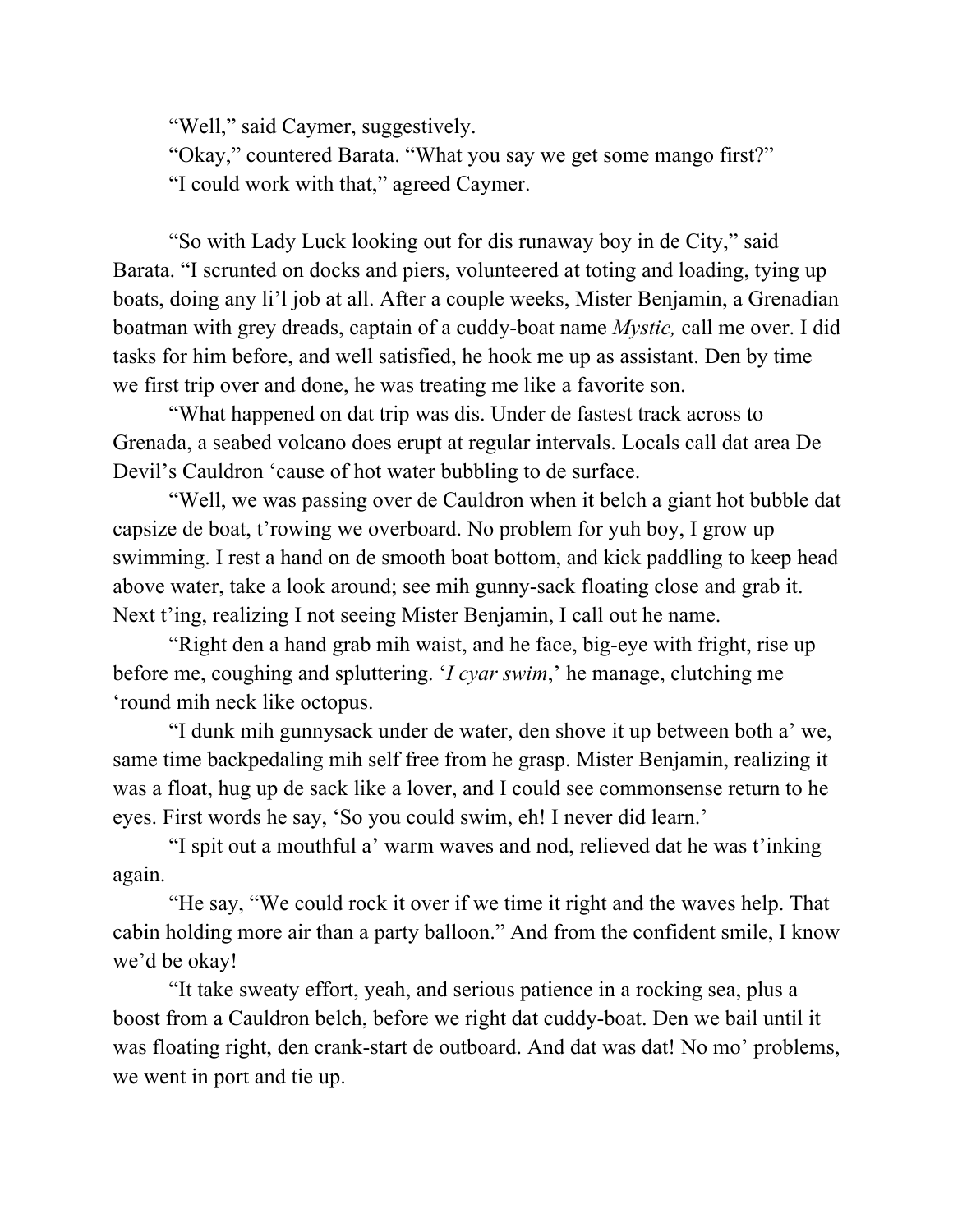"Well," said Caymer, suggestively.

"Okay," countered Barata. "What you say we get some mango first?"

"I could work with that," agreed Caymer.

"So with Lady Luck looking out for dis runaway boy in de City," said Barata. "I scrunted on docks and piers, volunteered at toting and loading, tying up boats, doing any li'l job at all. After a couple weeks, Mister Benjamin, a Grenadian boatman with grey dreads, captain of a cuddy-boat name *Mystic,* call me over. I did tasks for him before, and well satisfied, he hook me up as assistant. Den by time we first trip over and done, he was treating me like a favorite son.

"What happened on dat trip was dis. Under de fastest track across to Grenada, a seabed volcano does erupt at regular intervals. Locals call dat area De Devil's Cauldron 'cause of hot water bubbling to de surface.

"Well, we was passing over de Cauldron when it belch a giant hot bubble dat capsize de boat, t'rowing we overboard. No problem for yuh boy, I grow up swimming. I rest a hand on de smooth boat bottom, and kick paddling to keep head above water, take a look around; see mih gunny-sack floating close and grab it. Next t'ing, realizing I not seeing Mister Benjamin, I call out he name.

"Right den a hand grab mih waist, and he face, big-eye with fright, rise up before me, coughing and spluttering. '*I cyar swim*,' he manage, clutching me 'round mih neck like octopus.

"I dunk mih gunnysack under de water, den shove it up between both a' we, same time backpedaling mih self free from he grasp. Mister Benjamin, realizing it was a float, hug up de sack like a lover, and I could see commonsense return to he eyes. First words he say, 'So you could swim, eh! I never did learn.'

"I spit out a mouthful a' warm waves and nod, relieved dat he was t'inking again.

"He say, "We could rock it over if we time it right and the waves help. That cabin holding more air than a party balloon." And from the confident smile, I know we'd be okay!

"It take sweaty effort, yeah, and serious patience in a rocking sea, plus a boost from a Cauldron belch, before we right dat cuddy-boat. Den we bail until it was floating right, den crank-start de outboard. And dat was dat! No mo' problems, we went in port and tie up.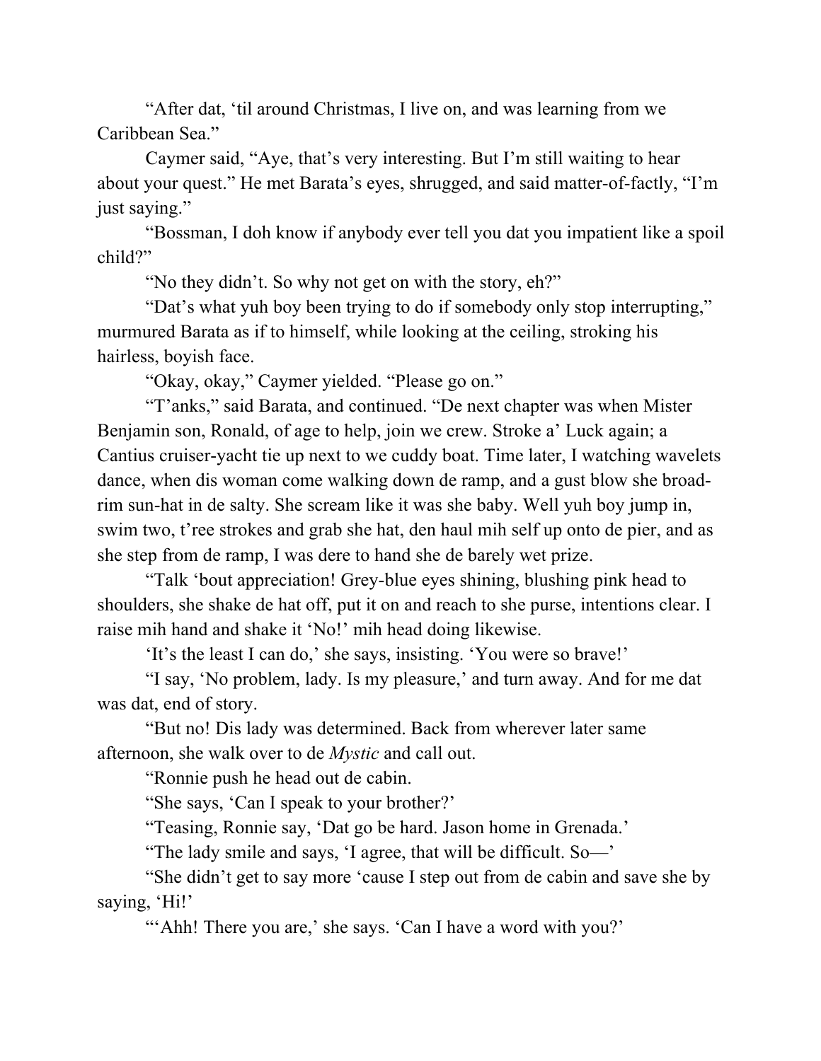"After dat, 'til around Christmas, I live on, and was learning from we Caribbean Sea."

Caymer said, "Aye, that's very interesting. But I'm still waiting to hear about your quest." He met Barata's eyes, shrugged, and said matter-of-factly, "I'm just saying."

"Bossman, I doh know if anybody ever tell you dat you impatient like a spoil child?"

"No they didn't. So why not get on with the story, eh?"

"Dat's what yuh boy been trying to do if somebody only stop interrupting," murmured Barata as if to himself, while looking at the ceiling, stroking his hairless, boyish face.

"Okay, okay," Caymer yielded. "Please go on."

"T'anks," said Barata, and continued. "De next chapter was when Mister Benjamin son, Ronald, of age to help, join we crew. Stroke a' Luck again; a Cantius cruiser-yacht tie up next to we cuddy boat. Time later, I watching wavelets dance, when dis woman come walking down de ramp, and a gust blow she broad-rim sun-hat in de salty. She scream like it was she baby. Well yuh boy jump in, swim two, t'ree strokes and grab she hat, den haul mih self up onto de pier, and as she step from de ramp, I was dere to hand she de barely wet prize.

"Talk 'bout appreciation! Grey-blue eyes shining, blushing pink head to shoulders, she shake de hat off, put it on and reach to she purse, intentions clear. I raise mih hand and shake it 'No!' mih head doing likewise.

'It's the least I can do,' she says, insisting. 'You were so brave!'

"I say, 'No problem, lady. Is my pleasure,' and turn away. And for me dat was dat, end of story.

"But no! Dis lady was determined. Back from wherever later same afternoon, she walk over to de *Mystic* and call out.

"Ronnie push he head out de cabin.

"She says, 'Can I speak to your brother?'

"Teasing, Ronnie say, 'Dat go be hard. Jason home in Grenada.'

"The lady smile and says, 'I agree, that will be difficult. So—'

"She didn't get to say more 'cause I step out from de cabin and save she by saying, 'Hi!'

"'Ahh! There you are,' she says. 'Can I have a word with you?'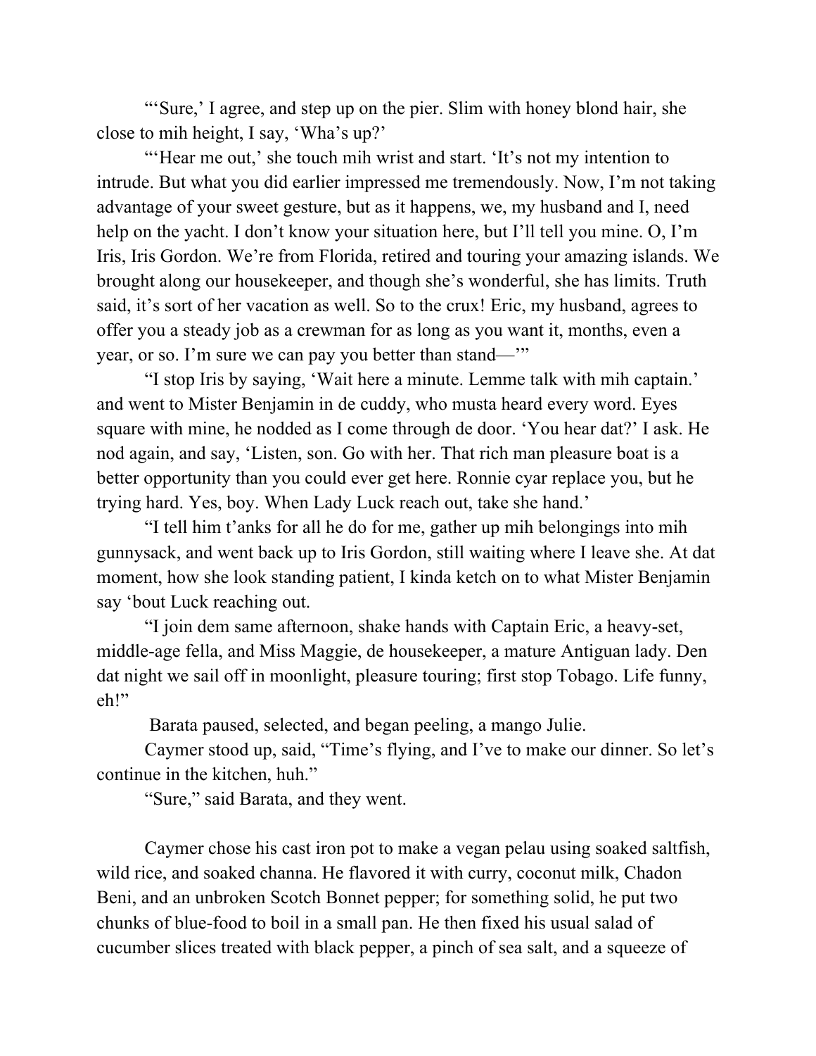"'Sure,' I agree, and step up on the pier. Slim with honey blond hair, she close to mih height, I say, 'Wha's up?'

"'Hear me out,' she touch mih wrist and start. 'It's not my intention to intrude. But what you did earlier impressed me tremendously. Now, I'm not taking advantage of your sweet gesture, but as it happens, we, my husband and I, need help on the yacht. I don't know your situation here, but I'll tell you mine. O, I'm Iris, Iris Gordon. We're from Florida, retired and touring your amazing islands. We brought along our housekeeper, and though she's wonderful, she has limits. Truth said, it's sort of her vacation as well. So to the crux! Eric, my husband, agrees to offer you a steady job as a crewman for as long as you want it, months, even a year, or so. I'm sure we can pay you better than stand—'"

"I stop Iris by saying, 'Wait here a minute. Lemme talk with mih captain.' and went to Mister Benjamin in de cuddy, who musta heard every word. Eyes square with mine, he nodded as I come through de door. 'You hear dat?' I ask. He nod again, and say, 'Listen, son. Go with her. That rich man pleasure boat is a better opportunity than you could ever get here. Ronnie cyar replace you, but he trying hard. Yes, boy. When Lady Luck reach out, take she hand.'

"I tell him t'anks for all he do for me, gather up mih belongings into mih gunnysack, and went back up to Iris Gordon, still waiting where I leave she. At dat moment, how she look standing patient, I kinda ketch on to what Mister Benjamin say 'bout Luck reaching out.

"I join dem same afternoon, shake hands with Captain Eric, a heavy-set, middle-age fella, and Miss Maggie, de housekeeper, a mature Antiguan lady. Den dat night we sail off in moonlight, pleasure touring; first stop Tobago. Life funny, eh!"

Barata paused, selected, and began peeling, a mango Julie.

Caymer stood up, said, "Time's flying, and I've to make our dinner. So let's continue in the kitchen, huh."

"Sure," said Barata, and they went.

Caymer chose his cast iron pot to make a vegan pelau using soaked saltfish, wild rice, and soaked channa. He flavored it with curry, coconut milk, Chadon Beni, and an unbroken Scotch Bonnet pepper; for something solid, he put two chunks of blue-food to boil in a small pan. He then fixed his usual salad of cucumber slices treated with black pepper, a pinch of sea salt, and a squeeze of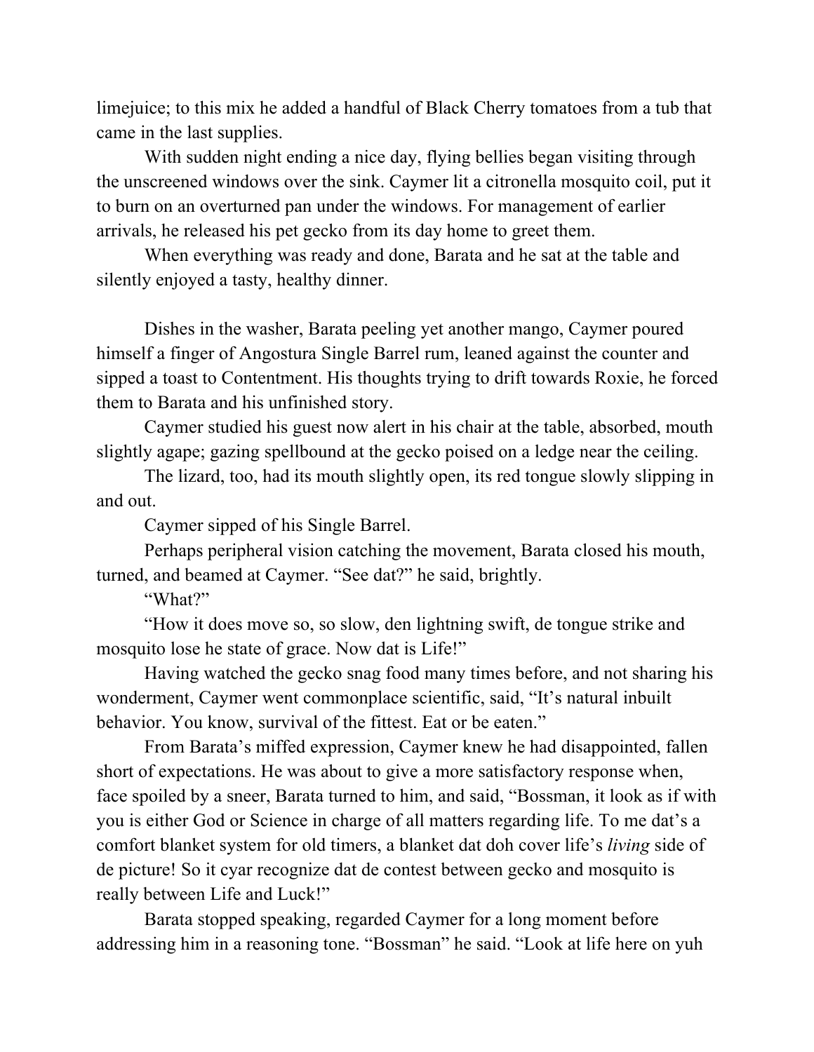limejuice; to this mix he added a handful of Black Cherry tomatoes from a tub that came in the last supplies.

With sudden night ending a nice day, flying bellies began visiting through the unscreened windows over the sink. Caymer lit a citronella mosquito coil, put it to burn on an overturned pan under the windows. For management of earlier arrivals, he released his pet gecko from its day home to greet them.

When everything was ready and done, Barata and he sat at the table and silently enjoyed a tasty, healthy dinner.

Dishes in the washer, Barata peeling yet another mango, Caymer poured himself a finger of Angostura Single Barrel rum, leaned against the counter and sipped a toast to Contentment. His thoughts trying to drift towards Roxie, he forced them to Barata and his unfinished story.

Caymer studied his guest now alert in his chair at the table, absorbed, mouth slightly agape; gazing spellbound at the gecko poised on a ledge near the ceiling.

The lizard, too, had its mouth slightly open, its red tongue slowly slipping in and out.

Caymer sipped of his Single Barrel.

Perhaps peripheral vision catching the movement, Barata closed his mouth, turned, and beamed at Caymer. "See dat?" he said, brightly.

"What?"

"How it does move so, so slow, den lightning swift, de tongue strike and mosquito lose he state of grace. Now dat is Life!"

Having watched the gecko snag food many times before, and not sharing his wonderment, Caymer went commonplace scientific, said, "It's natural inbuilt behavior. You know, survival of the fittest. Eat or be eaten."

From Barata's miffed expression, Caymer knew he had disappointed, fallen short of expectations. He was about to give a more satisfactory response when, face spoiled by a sneer, Barata turned to him, and said, "Bossman, it look as if with you is either God or Science in charge of all matters regarding life. To me dat's a comfort blanket system for old timers, a blanket dat doh cover life's *living* side of de picture! So it cyar recognize dat de contest between gecko and mosquito is really between Life and Luck!"

Barata stopped speaking, regarded Caymer for a long moment before addressing him in a reasoning tone. "Bossman" he said. "Look at life here on yuh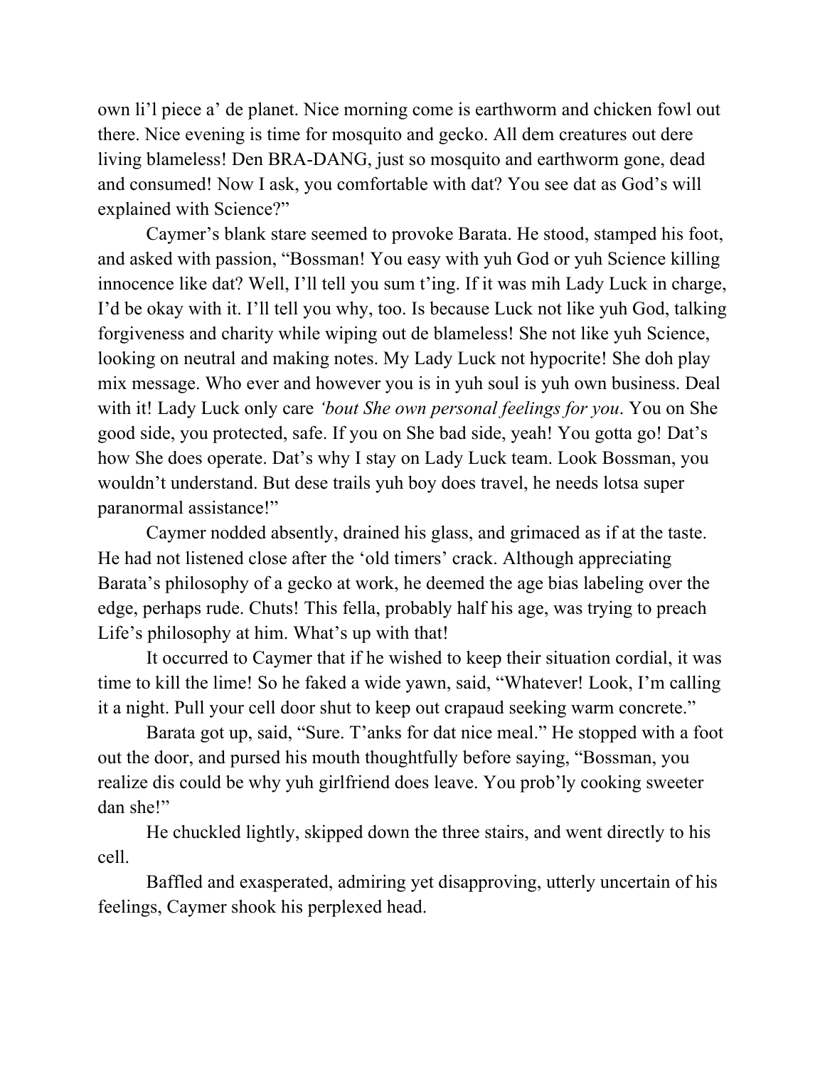own li'l piece a' de planet. Nice morning come is earthworm and chicken fowl out there. Nice evening is time for mosquito and gecko. All dem creatures out dere living blameless! Den BRA-DANG, just so mosquito and earthworm gone, dead and consumed! Now I ask, you comfortable with dat? You see dat as God's will explained with Science?"

Caymer's blank stare seemed to provoke Barata. He stood, stamped his foot, and asked with passion, "Bossman! You easy with yuh God or yuh Science killing innocence like dat? Well, I'll tell you sum t'ing. If it was mih Lady Luck in charge, I'd be okay with it. I'll tell you why, too. Is because Luck not like yuh God, talking forgiveness and charity while wiping out de blameless! She not like yuh Science, looking on neutral and making notes. My Lady Luck not hypocrite! She doh play mix message. Who ever and however you is in yuh soul is yuh own business. Deal with it! Lady Luck only care *'bout She own personal feelings for you*. You on She good side, you protected, safe. If you on She bad side, yeah! You gotta go! Dat's how She does operate. Dat's why I stay on Lady Luck team. Look Bossman, you wouldn't understand. But dese trails yuh boy does travel, he needs lotsa super paranormal assistance!"

Caymer nodded absently, drained his glass, and grimaced as if at the taste. He had not listened close after the 'old timers' crack. Although appreciating Barata's philosophy of a gecko at work, he deemed the age bias labeling over the edge, perhaps rude. Chuts! This fella, probably half his age, was trying to preach Life's philosophy at him. What's up with that!

It occurred to Caymer that if he wished to keep their situation cordial, it was time to kill the lime! So he faked a wide yawn, said, "Whatever! Look, I'm calling it a night. Pull your cell door shut to keep out crapaud seeking warm concrete."

Barata got up, said, "Sure. T'anks for dat nice meal." He stopped with a foot out the door, and pursed his mouth thoughtfully before saying, "Bossman, you realize dis could be why yuh girlfriend does leave. You prob'ly cooking sweeter dan she!"

He chuckled lightly, skipped down the three stairs, and went directly to his cell.

Baffled and exasperated, admiring yet disapproving, utterly uncertain of his feelings, Caymer shook his perplexed head.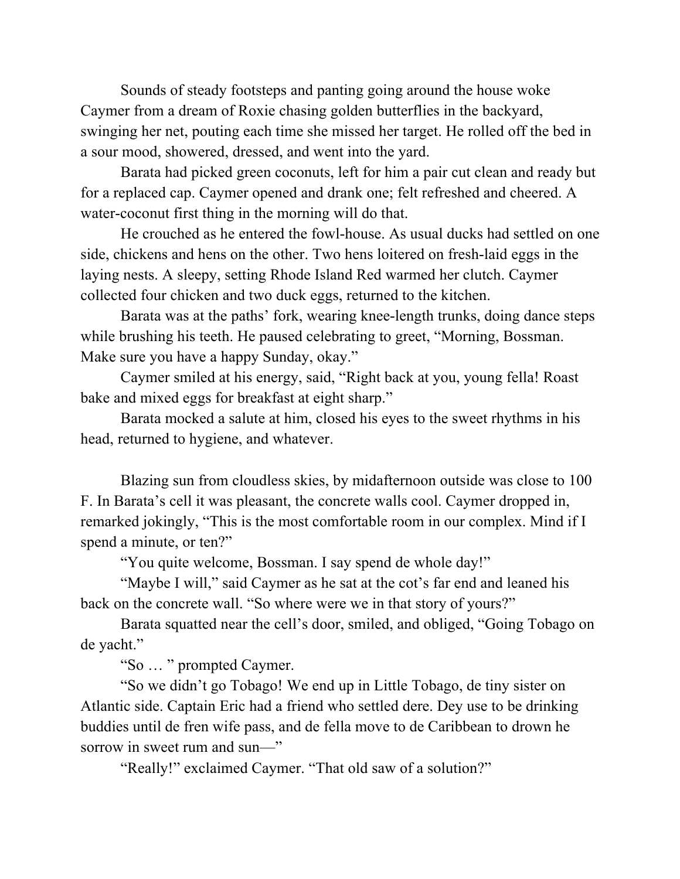Sounds of steady footsteps and panting going around the house woke Caymer from a dream of Roxie chasing golden butterflies in the backyard, swinging her net, pouting each time she missed her target. He rolled off the bed in a sour mood, showered, dressed, and went into the yard.

Barata had picked green coconuts, left for him a pair cut clean and ready but for a replaced cap. Caymer opened and drank one; felt refreshed and cheered. A water-coconut first thing in the morning will do that.

He crouched as he entered the fowl-house. As usual ducks had settled on one side, chickens and hens on the other. Two hens loitered on fresh-laid eggs in the laying nests. A sleepy, setting Rhode Island Red warmed her clutch. Caymer collected four chicken and two duck eggs, returned to the kitchen.

Barata was at the paths' fork, wearing knee-length trunks, doing dance steps while brushing his teeth. He paused celebrating to greet, "Morning, Bossman. Make sure you have a happy Sunday, okay."

Caymer smiled at his energy, said, "Right back at you, young fella! Roast bake and mixed eggs for breakfast at eight sharp."

Barata mocked a salute at him, closed his eyes to the sweet rhythms in his head, returned to hygiene, and whatever.

Blazing sun from cloudless skies, by midafternoon outside was close to 100 F. In Barata's cell it was pleasant, the concrete walls cool. Caymer dropped in, remarked jokingly, "This is the most comfortable room in our complex. Mind if I spend a minute, or ten?"

"You quite welcome, Bossman. I say spend de whole day!"

"Maybe I will," said Caymer as he sat at the cot's far end and leaned his back on the concrete wall. "So where were we in that story of yours?"

Barata squatted near the cell's door, smiled, and obliged, "Going Tobago on de yacht."

"So … " prompted Caymer.

"So we didn't go Tobago! We end up in Little Tobago, de tiny sister on Atlantic side. Captain Eric had a friend who settled dere. Dey use to be drinking buddies until de fren wife pass, and de fella move to de Caribbean to drown he sorrow in sweet rum and sun—"

"Really!" exclaimed Caymer. "That old saw of a solution?"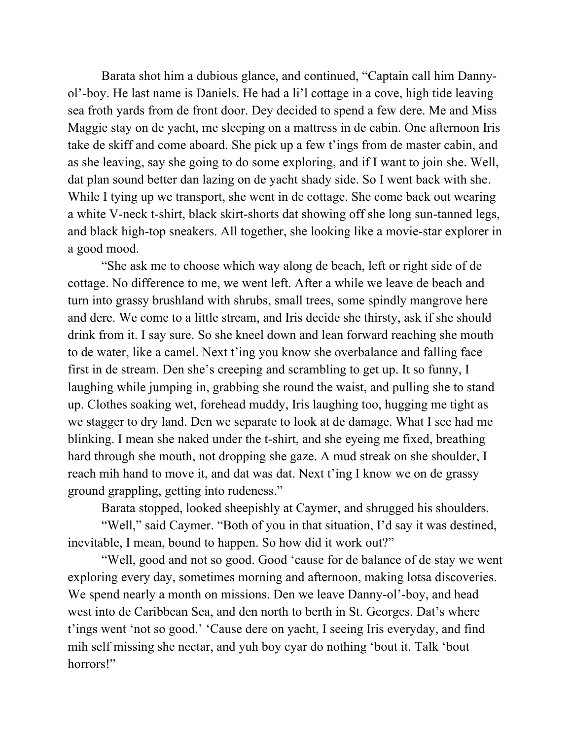Barata shot him a dubious glance, and continued, "Captain call him Danny-ol'-boy. He last name is Daniels. He had a li'l cottage in a cove, high tide leaving sea froth yards from de front door. Dey decided to spend a few dere. Me and Miss Maggie stay on de yacht, me sleeping on a mattress in de cabin. One afternoon Iris take de skiff and come aboard. She pick up a few t'ings from de master cabin, and as she leaving, say she going to do some exploring, and if I want to join she. Well, dat plan sound better dan lazing on de yacht shady side. So I went back with she. While I tying up we transport, she went in de cottage. She come back out wearing a white V-neck t-shirt, black skirt-shorts dat showing off she long sun-tanned legs, and black high-top sneakers. All together, she looking like a movie-star explorer in a good mood.

"She ask me to choose which way along de beach, left or right side of de cottage. No difference to me, we went left. After a while we leave de beach and turn into grassy brushland with shrubs, small trees, some spindly mangrove here and dere. We come to a little stream, and Iris decide she thirsty, ask if she should drink from it. I say sure. So she kneel down and lean forward reaching she mouth to de water, like a camel. Next t'ing you know she overbalance and falling face first in de stream. Den she's creeping and scrambling to get up. It so funny, I laughing while jumping in, grabbing she round the waist, and pulling she to stand up. Clothes soaking wet, forehead muddy, Iris laughing too, hugging me tight as we stagger to dry land. Den we separate to look at de damage. What I see had me blinking. I mean she naked under the t-shirt, and she eyeing me fixed, breathing hard through she mouth, not dropping she gaze. A mud streak on she shoulder, I reach mih hand to move it, and dat was dat. Next t'ing I know we on de grassy ground grappling, getting into rudeness."

Barata stopped, looked sheepishly at Caymer, and shrugged his shoulders.

"Well," said Caymer. "Both of you in that situation, I'd say it was destined, inevitable, I mean, bound to happen. So how did it work out?"

"Well, good and not so good. Good 'cause for de balance of de stay we went exploring every day, sometimes morning and afternoon, making lotsa discoveries. We spend nearly a month on missions. Den we leave Danny-ol'-boy, and head west into de Caribbean Sea, and den north to berth in St. Georges. Dat's where t'ings went 'not so good.' 'Cause dere on yacht, I seeing Iris everyday, and find mih self missing she nectar, and yuh boy cyar do nothing 'bout it. Talk 'bout horrors!"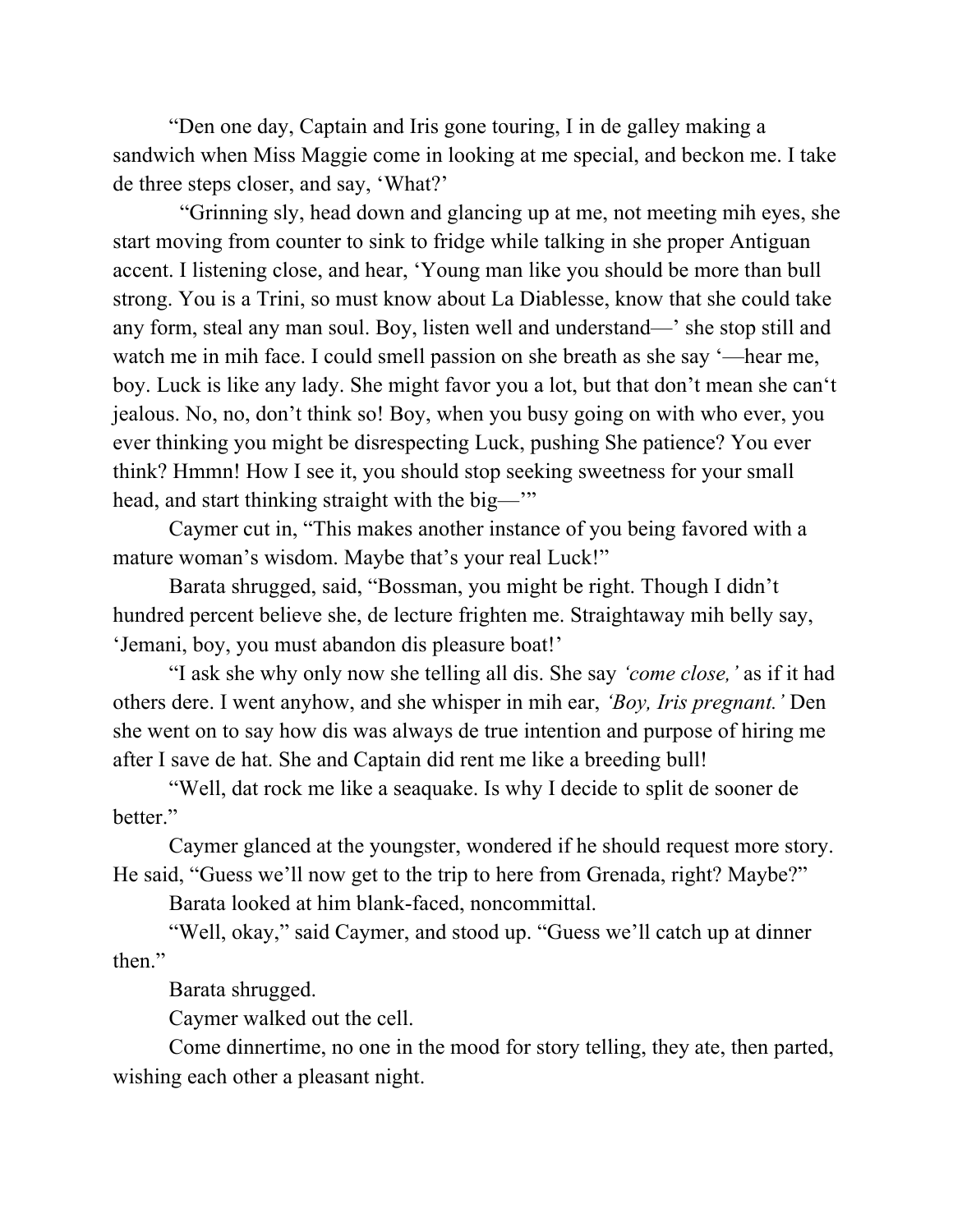"Den one day, Captain and Iris gone touring, I in de galley making a sandwich when Miss Maggie come in looking at me special, and beckon me. I take de three steps closer, and say, 'What?'

"Grinning sly, head down and glancing up at me, not meeting mih eyes, she start moving from counter to sink to fridge while talking in she proper Antiguan accent. I listening close, and hear, 'Young man like you should be more than bull strong. You is a Trini, so must know about La Diablesse, know that she could take any form, steal any man soul. Boy, listen well and understand—' she stop still and watch me in mih face. I could smell passion on she breath as she say '—hear me, boy. Luck is like any lady. She might favor you a lot, but that don't mean she can't jealous. No, no, don't think so! Boy, when you busy going on with who ever, you ever thinking you might be disrespecting Luck, pushing She patience? You ever think? Hmmn! How I see it, you should stop seeking sweetness for your small head, and start thinking straight with the big—'"

Caymer cut in, "This makes another instance of you being favored with a mature woman's wisdom. Maybe that's your real Luck!"

Barata shrugged, said, "Bossman, you might be right. Though I didn't hundred percent believe she, de lecture frighten me. Straightaway mih belly say, 'Jemani, boy, you must abandon dis pleasure boat!'

"I ask she why only now she telling all dis. She say *'come close,'* as if it had others dere. I went anyhow, and she whisper in mih ear, *'Boy, Iris pregnant.'* Den she went on to say how dis was always de true intention and purpose of hiring me after I save de hat. She and Captain did rent me like a breeding bull!

"Well, dat rock me like a seaquake. Is why I decide to split de sooner de better."

Caymer glanced at the youngster, wondered if he should request more story. He said, "Guess we'll now get to the trip to here from Grenada, right? Maybe?"

Barata looked at him blank-faced, noncommittal.

"Well, okay," said Caymer, and stood up. "Guess we'll catch up at dinner then."

Barata shrugged.

Caymer walked out the cell.

Come dinnertime, no one in the mood for story telling, they ate, then parted, wishing each other a pleasant night.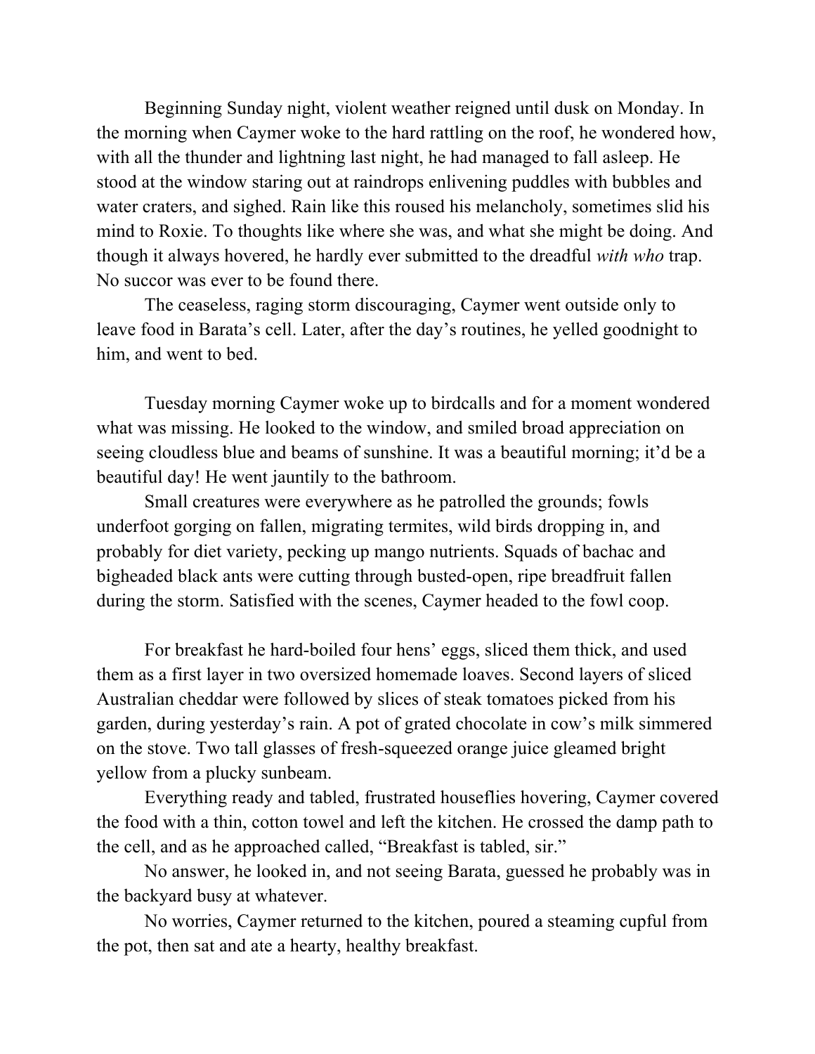Beginning Sunday night, violent weather reigned until dusk on Monday. In the morning when Caymer woke to the hard rattling on the roof, he wondered how, with all the thunder and lightning last night, he had managed to fall asleep. He stood at the window staring out at raindrops enlivening puddles with bubbles and water craters, and sighed. Rain like this roused his melancholy, sometimes slid his mind to Roxie. To thoughts like where she was, and what she might be doing. And though it always hovered, he hardly ever submitted to the dreadful *with who* trap. No succor was ever to be found there.

The ceaseless, raging storm discouraging, Caymer went outside only to leave food in Barata's cell. Later, after the day's routines, he yelled goodnight to him, and went to bed.

Tuesday morning Caymer woke up to birdcalls and for a moment wondered what was missing. He looked to the window, and smiled broad appreciation on seeing cloudless blue and beams of sunshine. It was a beautiful morning; it'd be a beautiful day! He went jauntily to the bathroom.

Small creatures were everywhere as he patrolled the grounds; fowls underfoot gorging on fallen, migrating termites, wild birds dropping in, and probably for diet variety, pecking up mango nutrients. Squads of bachac and bigheaded black ants were cutting through busted-open, ripe breadfruit fallen during the storm. Satisfied with the scenes, Caymer headed to the fowl coop.

For breakfast he hard-boiled four hens' eggs, sliced them thick, and used them as a first layer in two oversized homemade loaves. Second layers of sliced Australian cheddar were followed by slices of steak tomatoes picked from his garden, during yesterday's rain. A pot of grated chocolate in cow's milk simmered on the stove. Two tall glasses of fresh-squeezed orange juice gleamed bright yellow from a plucky sunbeam.

Everything ready and tabled, frustrated houseflies hovering, Caymer covered the food with a thin, cotton towel and left the kitchen. He crossed the damp path to the cell, and as he approached called, "Breakfast is tabled, sir."

No answer, he looked in, and not seeing Barata, guessed he probably was in the backyard busy at whatever.

No worries, Caymer returned to the kitchen, poured a steaming cupful from the pot, then sat and ate a hearty, healthy breakfast.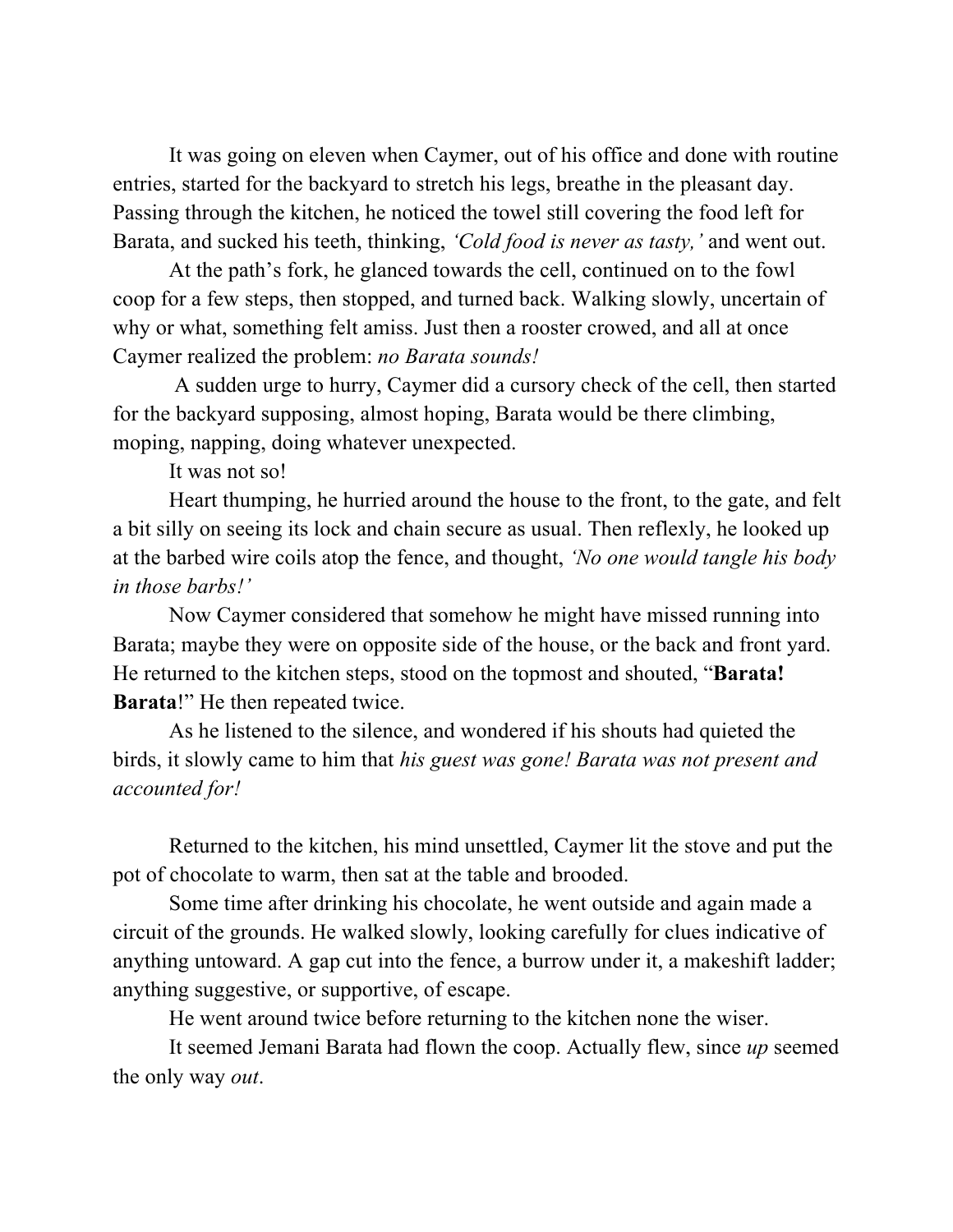It was going on eleven when Caymer, out of his office and done with routine entries, started for the backyard to stretch his legs, breathe in the pleasant day. Passing through the kitchen, he noticed the towel still covering the food left for Barata, and sucked his teeth, thinking, *'Cold food is never as tasty,'* and went out.

At the path's fork, he glanced towards the cell, continued on to the fowl coop for a few steps, then stopped, and turned back. Walking slowly, uncertain of why or what, something felt amiss. Just then a rooster crowed, and all at once Caymer realized the problem: *no Barata sounds!*

A sudden urge to hurry, Caymer did a cursory check of the cell, then started for the backyard supposing, almost hoping, Barata would be there climbing, moping, napping, doing whatever unexpected.

It was not so!

Heart thumping, he hurried around the house to the front, to the gate, and felt a bit silly on seeing its lock and chain secure as usual. Then reflexly, he looked up at the barbed wire coils atop the fence, and thought, *'No one would tangle his body in those barbs!'*

Now Caymer considered that somehow he might have missed running into Barata; maybe they were on opposite side of the house, or the back and front yard. He returned to the kitchen steps, stood on the topmost and shouted, "**Barata! Barata**!" He then repeated twice.

As he listened to the silence, and wondered if his shouts had quieted the birds, it slowly came to him that *his guest was gone! Barata was not present and accounted for!*

Returned to the kitchen, his mind unsettled, Caymer lit the stove and put the pot of chocolate to warm, then sat at the table and brooded.

Some time after drinking his chocolate, he went outside and again made a circuit of the grounds. He walked slowly, looking carefully for clues indicative of anything untoward. A gap cut into the fence, a burrow under it, a makeshift ladder; anything suggestive, or supportive, of escape.

He went around twice before returning to the kitchen none the wiser.

It seemed Jemani Barata had flown the coop. Actually flew, since *up* seemed the only way *out*.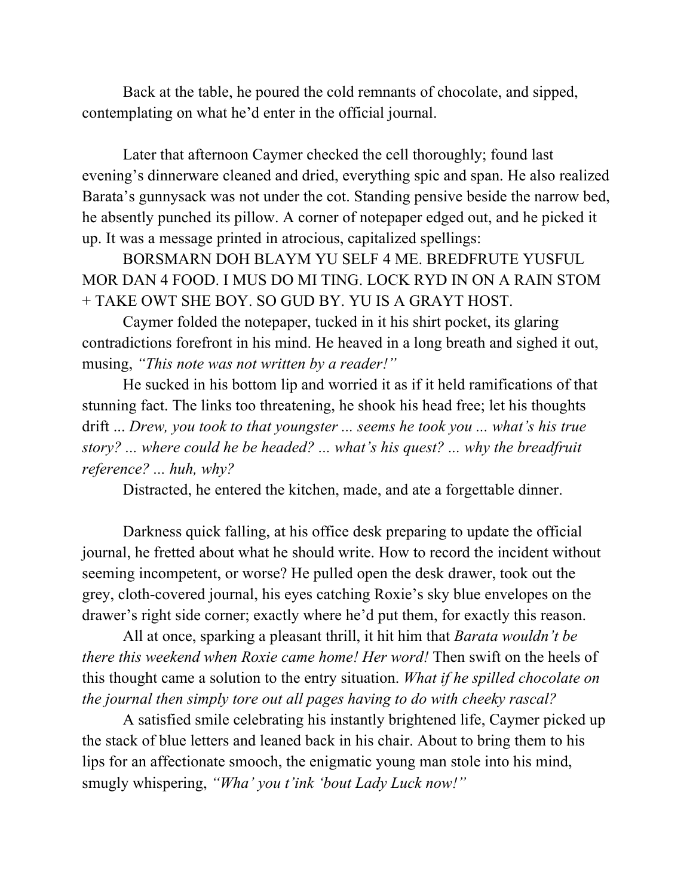Back at the table, he poured the cold remnants of chocolate, and sipped, contemplating on what he'd enter in the official journal.

Later that afternoon Caymer checked the cell thoroughly; found last evening's dinnerware cleaned and dried, everything spic and span. He also realized Barata's gunnysack was not under the cot. Standing pensive beside the narrow bed, he absently punched its pillow. A corner of notepaper edged out, and he picked it up. It was a message printed in atrocious, capitalized spellings:

BORSMARN DOH BLAYM YU SELF 4 ME. BREDFRUTE YUSFUL MOR DAN 4 FOOD. I MUS DO MI TING. LOCK RYD IN ON A RAIN STOM + TAKE OWT SHE BOY. SO GUD BY. YU IS A GRAYT HOST.

Caymer folded the notepaper, tucked in it his shirt pocket, its glaring contradictions forefront in his mind. He heaved in a long breath and sighed it out, musing, *"This note was not written by a reader!"*

He sucked in his bottom lip and worried it as if it held ramifications of that stunning fact. The links too threatening, he shook his head free; let his thoughts drift ... *Drew, you took to that youngster ... seems he took you ... what's his true story? ... where could he be headed? ... what's his quest? ... why the breadfruit reference? ... huh, why?*

Distracted, he entered the kitchen, made, and ate a forgettable dinner.

Darkness quick falling, at his office desk preparing to update the official journal, he fretted about what he should write. How to record the incident without seeming incompetent, or worse? He pulled open the desk drawer, took out the grey, cloth-covered journal, his eyes catching Roxie's sky blue envelopes on the drawer's right side corner; exactly where he'd put them, for exactly this reason.

All at once, sparking a pleasant thrill, it hit him that *Barata wouldn't be there this weekend when Roxie came home! Her word!* Then swift on the heels of this thought came a solution to the entry situation. *What if he spilled chocolate on the journal then simply tore out all pages having to do with cheeky rascal?*

A satisfied smile celebrating his instantly brightened life, Caymer picked up the stack of blue letters and leaned back in his chair. About to bring them to his lips for an affectionate smooch, the enigmatic young man stole into his mind, smugly whispering, *"Wha' you t'ink 'bout Lady Luck now!"*